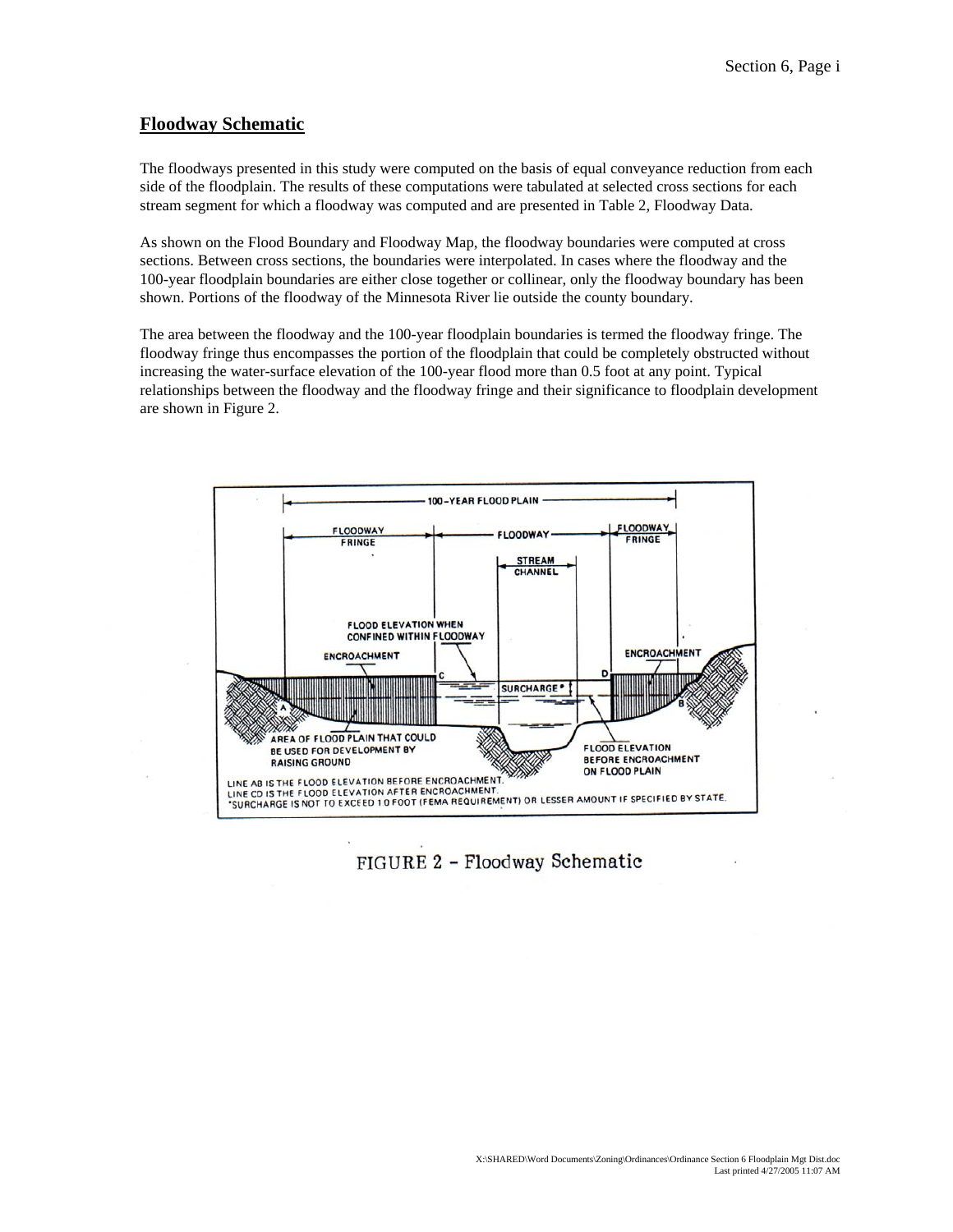## Floodway Schematic

The floodways presented in this study were computed on the basis of equal conveyance reduction from each side of the floodplain. The results of these computations were tabulated at selected cross sections for each stream segment for which a floodway was computed and are presented in Table 2, Floodway Data.

As shown on the Flood Boundary and Floodway Map, the floodway boundaries were computed at cross sections. Between cross sections, the boundaries were interpolated. In cases where the floodway and the 100-year floodplain boundaries are either close together or collinear, only the floodway boundary has been shown. Portions of the floodway of the Minnesota River lie outside the county boundary.

The area between the floodway and the 100-year floodplain boundaries is termed the floodway fringe. The floodway fringe thus encompasses the portion of the floodplain that could be completely obstructed without increasing the water-surface elevation of the 100-year flood more than 0.5 foot at any point. Typical relationships between the floodway and the floodway fringe and their significance to floodplain development are shown in Figure 2.

FIGURE 2 – Floodway Schematic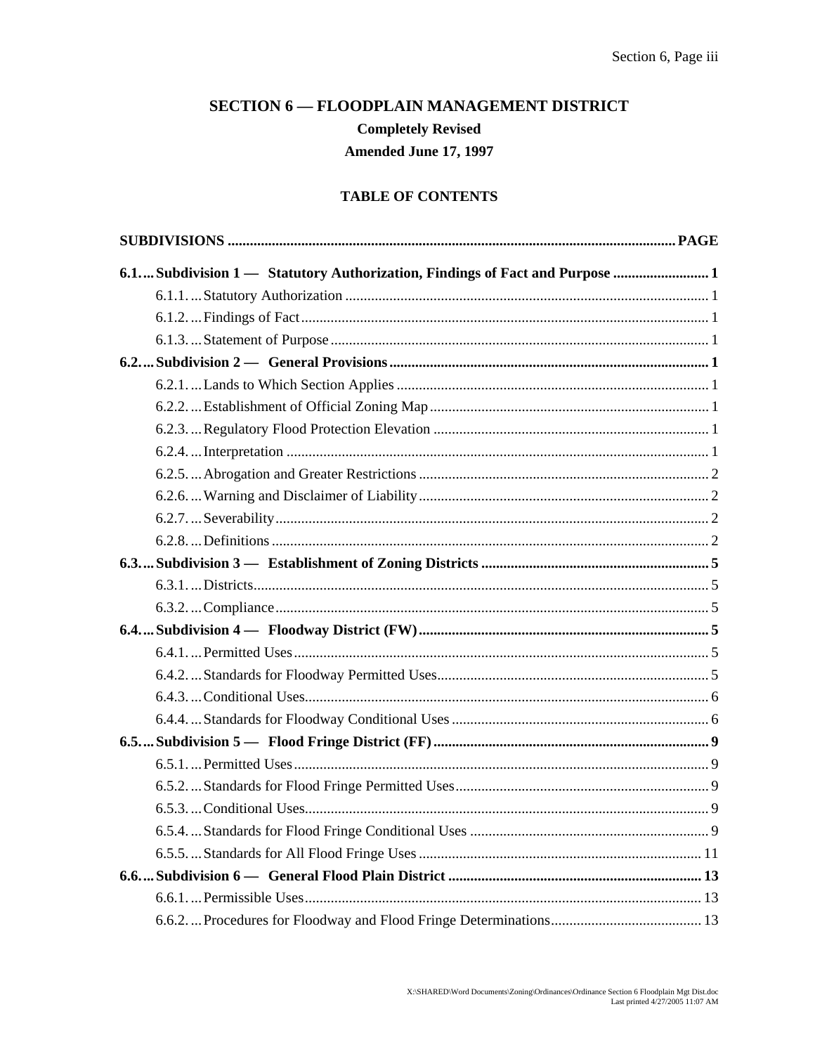# SECTION 6 — FLOODPLAIN MANAGEMENT DISTRICT

**Completely Revised**

**Amended June 17, 1997**

## TABLE OF CONTENTS

| SUBDIVISIONS | PAGE |
|---|---|
| **6.1. Subdivision 1 — Statutory Authorization, Findings of Fact and Purpose** | **1** |
| 6.1.1. Statutory Authorization | 1 |
| 6.1.2. Findings of Fact | 1 |
| 6.1.3. Statement of Purpose | 1 |
| **6.2. Subdivision 2 — General Provisions** | **1** |
| 6.2.1. Lands to Which Section Applies | 1 |
| 6.2.2. Establishment of Official Zoning Map | 1 |
| 6.2.3. Regulatory Flood Protection Elevation | 1 |
| 6.2.4. Interpretation | 1 |
| 6.2.5. Abrogation and Greater Restrictions | 2 |
| 6.2.6. Warning and Disclaimer of Liability | 2 |
| 6.2.7. Severability | 2 |
| 6.2.8. Definitions | 2 |
| **6.3. Subdivision 3 — Establishment of Zoning Districts** | **5** |
| 6.3.1. Districts | 5 |
| 6.3.2. Compliance | 5 |
| **6.4. Subdivision 4 — Floodway District (FW)** | **5** |
| 6.4.1. Permitted Uses | 5 |
| 6.4.2. Standards for Floodway Permitted Uses | 5 |
| 6.4.3. Conditional Uses | 6 |
| 6.4.4. Standards for Floodway Conditional Uses | 6 |
| **6.5. Subdivision 5 — Flood Fringe District (FF)** | **9** |
| 6.5.1. Permitted Uses | 9 |
| 6.5.2. Standards for Flood Fringe Permitted Uses | 9 |
| 6.5.3. Conditional Uses | 9 |
| 6.5.4. Standards for Flood Fringe Conditional Uses | 9 |
| 6.5.5. Standards for All Flood Fringe Uses | 11 |
| **6.6. Subdivision 6 — General Flood Plain District** | **13** |
| 6.6.1. Permissible Uses | 13 |
| 6.6.2. Procedures for Floodway and Flood Fringe Determinations | 13 |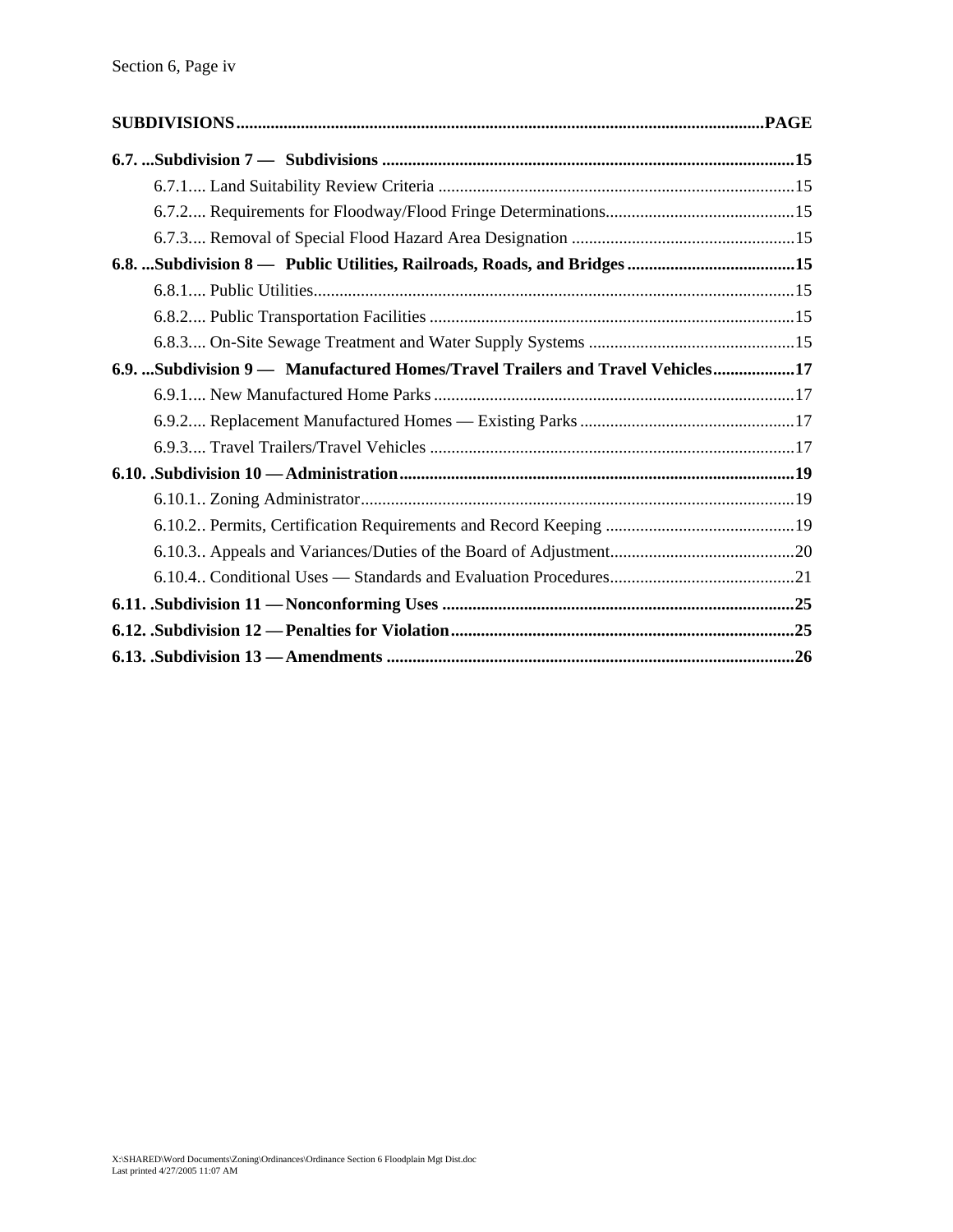**SUBDIVISIONS ............................................................................................................................ PAGE**

**6.7. ...Subdivision 7 — Subdivisions ................................................................................................ 15**

- 6.7.1.... Land Suitability Review Criteria .................................................................................. 15
- 6.7.2.... Requirements for Floodway/Flood Fringe Determinations............................................ 15
- 6.7.3.... Removal of Special Flood Hazard Area Designation .................................................... 15

**6.8. ...Subdivision 8 — Public Utilities, Railroads, Roads, and Bridges ....................................... 15**

- 6.8.1.... Public Utilities............................................................................................................... 15
- 6.8.2.... Public Transportation Facilities .................................................................................... 15
- 6.8.3.... On-Site Sewage Treatment and Water Supply Systems ................................................ 15

**6.9. ...Subdivision 9 — Manufactured Homes/Travel Trailers and Travel Vehicles.................. 17**

- 6.9.1.... New Manufactured Home Parks ................................................................................... 17
- 6.9.2.... Replacement Manufactured Homes — Existing Parks .................................................. 17
- 6.9.3.... Travel Trailers/Travel Vehicles .................................................................................... 17

**6.10. .Subdivision 10 — Administration.......................................................................................... 19**

- 6.10.1.. Zoning Administrator.................................................................................................... 19
- 6.10.2.. Permits, Certification Requirements and Record Keeping ............................................ 19
- 6.10.3.. Appeals and Variances/Duties of the Board of Adjustment........................................... 20
- 6.10.4.. Conditional Uses — Standards and Evaluation Procedures........................................... 21

**6.11. .Subdivision 11 — Nonconforming Uses ................................................................................. 25**

**6.12. .Subdivision 12 — Penalties for Violation ............................................................................... 25**

**6.13. .Subdivision 13 — Amendments ............................................................................................. 26**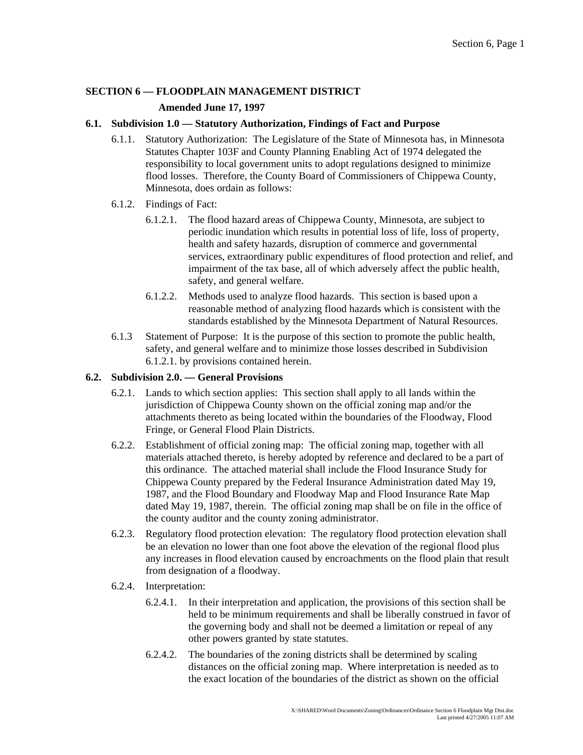## SECTION 6 — FLOODPLAIN MANAGEMENT DISTRICT

**Amended June 17, 1997**

### 6.1. Subdivision 1.0 — Statutory Authorization, Findings of Fact and Purpose

6.1.1. Statutory Authorization: The Legislature of the State of Minnesota has, in Minnesota Statutes Chapter 103F and County Planning Enabling Act of 1974 delegated the responsibility to local government units to adopt regulations designed to minimize flood losses. Therefore, the County Board of Commissioners of Chippewa County, Minnesota, does ordain as follows:

6.1.2. Findings of Fact:

6.1.2.1. The flood hazard areas of Chippewa County, Minnesota, are subject to periodic inundation which results in potential loss of life, loss of property, health and safety hazards, disruption of commerce and governmental services, extraordinary public expenditures of flood protection and relief, and impairment of the tax base, all of which adversely affect the public health, safety, and general welfare.

6.1.2.2. Methods used to analyze flood hazards. This section is based upon a reasonable method of analyzing flood hazards which is consistent with the standards established by the Minnesota Department of Natural Resources.

6.1.3 Statement of Purpose: It is the purpose of this section to promote the public health, safety, and general welfare and to minimize those losses described in Subdivision 6.1.2.1. by provisions contained herein.

### 6.2. Subdivision 2.0. — General Provisions

6.2.1. Lands to which section applies: This section shall apply to all lands within the jurisdiction of Chippewa County shown on the official zoning map and/or the attachments thereto as being located within the boundaries of the Floodway, Flood Fringe, or General Flood Plain Districts.

6.2.2. Establishment of official zoning map: The official zoning map, together with all materials attached thereto, is hereby adopted by reference and declared to be a part of this ordinance. The attached material shall include the Flood Insurance Study for Chippewa County prepared by the Federal Insurance Administration dated May 19, 1987, and the Flood Boundary and Floodway Map and Flood Insurance Rate Map dated May 19, 1987, therein. The official zoning map shall be on file in the office of the county auditor and the county zoning administrator.

6.2.3. Regulatory flood protection elevation: The regulatory flood protection elevation shall be an elevation no lower than one foot above the elevation of the regional flood plus any increases in flood elevation caused by encroachments on the flood plain that result from designation of a floodway.

6.2.4. Interpretation:

6.2.4.1. In their interpretation and application, the provisions of this section shall be held to be minimum requirements and shall be liberally construed in favor of the governing body and shall not be deemed a limitation or repeal of any other powers granted by state statutes.

6.2.4.2. The boundaries of the zoning districts shall be determined by scaling distances on the official zoning map. Where interpretation is needed as to the exact location of the boundaries of the district as shown on the official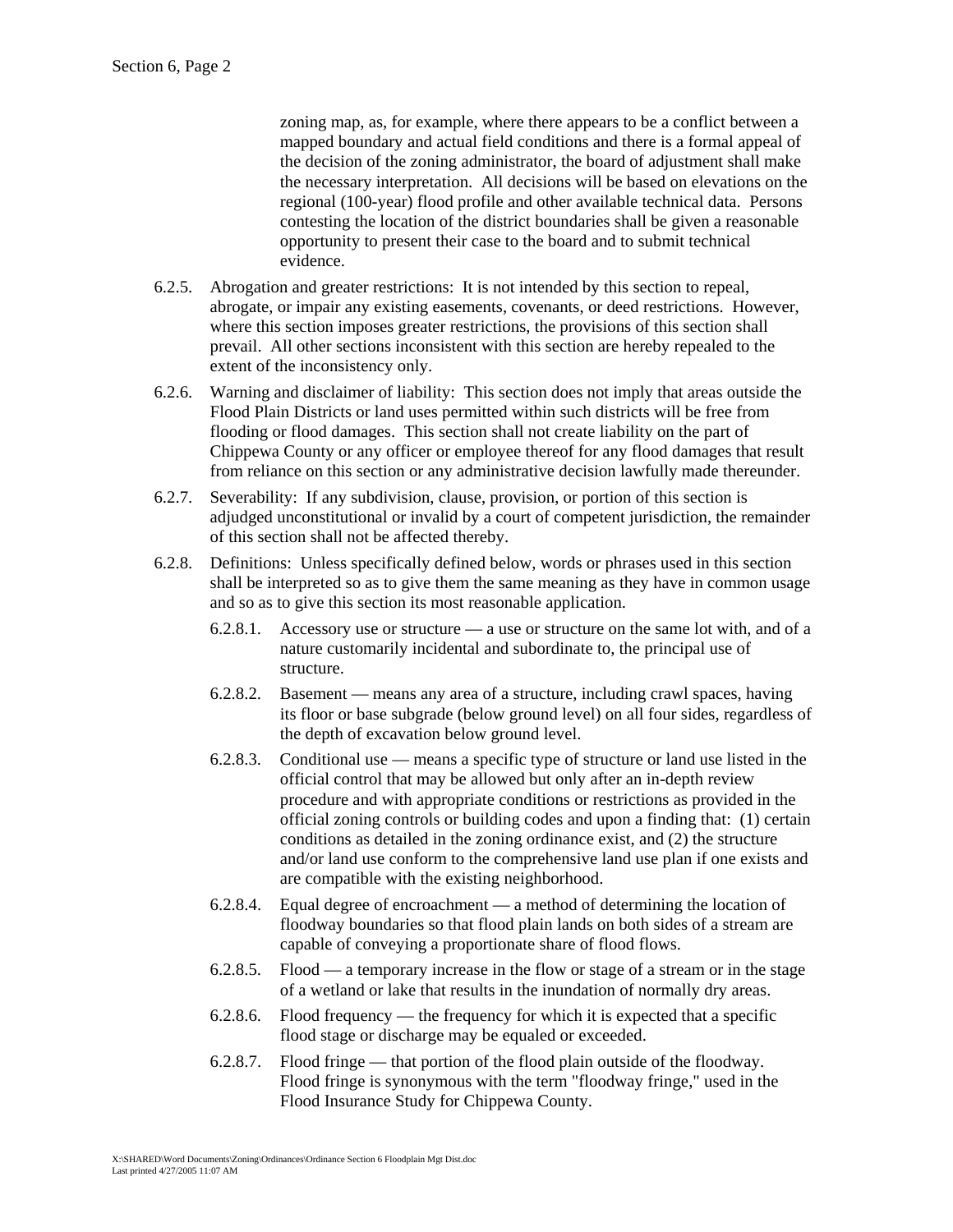zoning map, as, for example, where there appears to be a conflict between a mapped boundary and actual field conditions and there is a formal appeal of the decision of the zoning administrator, the board of adjustment shall make the necessary interpretation. All decisions will be based on elevations on the regional (100-year) flood profile and other available technical data. Persons contesting the location of the district boundaries shall be given a reasonable opportunity to present their case to the board and to submit technical evidence.

6.2.5. Abrogation and greater restrictions: It is not intended by this section to repeal, abrogate, or impair any existing easements, covenants, or deed restrictions. However, where this section imposes greater restrictions, the provisions of this section shall prevail. All other sections inconsistent with this section are hereby repealed to the extent of the inconsistency only.

6.2.6. Warning and disclaimer of liability: This section does not imply that areas outside the Flood Plain Districts or land uses permitted within such districts will be free from flooding or flood damages. This section shall not create liability on the part of Chippewa County or any officer or employee thereof for any flood damages that result from reliance on this section or any administrative decision lawfully made thereunder.

6.2.7. Severability: If any subdivision, clause, provision, or portion of this section is adjudged unconstitutional or invalid by a court of competent jurisdiction, the remainder of this section shall not be affected thereby.

6.2.8. Definitions: Unless specifically defined below, words or phrases used in this section shall be interpreted so as to give them the same meaning as they have in common usage and so as to give this section its most reasonable application.

6.2.8.1. Accessory use or structure — a use or structure on the same lot with, and of a nature customarily incidental and subordinate to, the principal use of structure.

6.2.8.2. Basement — means any area of a structure, including crawl spaces, having its floor or base subgrade (below ground level) on all four sides, regardless of the depth of excavation below ground level.

6.2.8.3. Conditional use — means a specific type of structure or land use listed in the official control that may be allowed but only after an in-depth review procedure and with appropriate conditions or restrictions as provided in the official zoning controls or building codes and upon a finding that: (1) certain conditions as detailed in the zoning ordinance exist, and (2) the structure and/or land use conform to the comprehensive land use plan if one exists and are compatible with the existing neighborhood.

6.2.8.4. Equal degree of encroachment — a method of determining the location of floodway boundaries so that flood plain lands on both sides of a stream are capable of conveying a proportionate share of flood flows.

6.2.8.5. Flood — a temporary increase in the flow or stage of a stream or in the stage of a wetland or lake that results in the inundation of normally dry areas.

6.2.8.6. Flood frequency — the frequency for which it is expected that a specific flood stage or discharge may be equaled or exceeded.

6.2.8.7. Flood fringe — that portion of the flood plain outside of the floodway. Flood fringe is synonymous with the term "floodway fringe," used in the Flood Insurance Study for Chippewa County.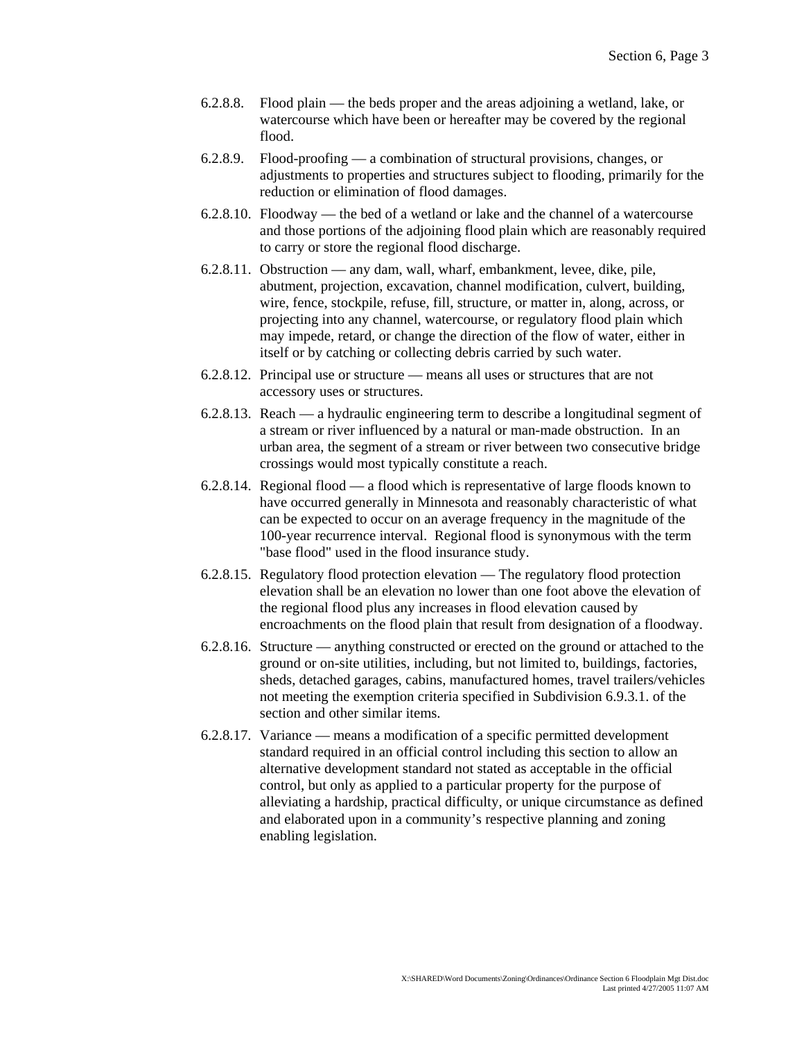6.2.8.8. Flood plain — the beds proper and the areas adjoining a wetland, lake, or watercourse which have been or hereafter may be covered by the regional flood.

6.2.8.9. Flood-proofing — a combination of structural provisions, changes, or adjustments to properties and structures subject to flooding, primarily for the reduction or elimination of flood damages.

6.2.8.10. Floodway — the bed of a wetland or lake and the channel of a watercourse and those portions of the adjoining flood plain which are reasonably required to carry or store the regional flood discharge.

6.2.8.11. Obstruction — any dam, wall, wharf, embankment, levee, dike, pile, abutment, projection, excavation, channel modification, culvert, building, wire, fence, stockpile, refuse, fill, structure, or matter in, along, across, or projecting into any channel, watercourse, or regulatory flood plain which may impede, retard, or change the direction of the flow of water, either in itself or by catching or collecting debris carried by such water.

6.2.8.12. Principal use or structure — means all uses or structures that are not accessory uses or structures.

6.2.8.13. Reach — a hydraulic engineering term to describe a longitudinal segment of a stream or river influenced by a natural or man-made obstruction. In an urban area, the segment of a stream or river between two consecutive bridge crossings would most typically constitute a reach.

6.2.8.14. Regional flood — a flood which is representative of large floods known to have occurred generally in Minnesota and reasonably characteristic of what can be expected to occur on an average frequency in the magnitude of the 100-year recurrence interval. Regional flood is synonymous with the term "base flood" used in the flood insurance study.

6.2.8.15. Regulatory flood protection elevation — The regulatory flood protection elevation shall be an elevation no lower than one foot above the elevation of the regional flood plus any increases in flood elevation caused by encroachments on the flood plain that result from designation of a floodway.

6.2.8.16. Structure — anything constructed or erected on the ground or attached to the ground or on-site utilities, including, but not limited to, buildings, factories, sheds, detached garages, cabins, manufactured homes, travel trailers/vehicles not meeting the exemption criteria specified in Subdivision 6.9.3.1. of the section and other similar items.

6.2.8.17. Variance — means a modification of a specific permitted development standard required in an official control including this section to allow an alternative development standard not stated as acceptable in the official control, but only as applied to a particular property for the purpose of alleviating a hardship, practical difficulty, or unique circumstance as defined and elaborated upon in a community's respective planning and zoning enabling legislation.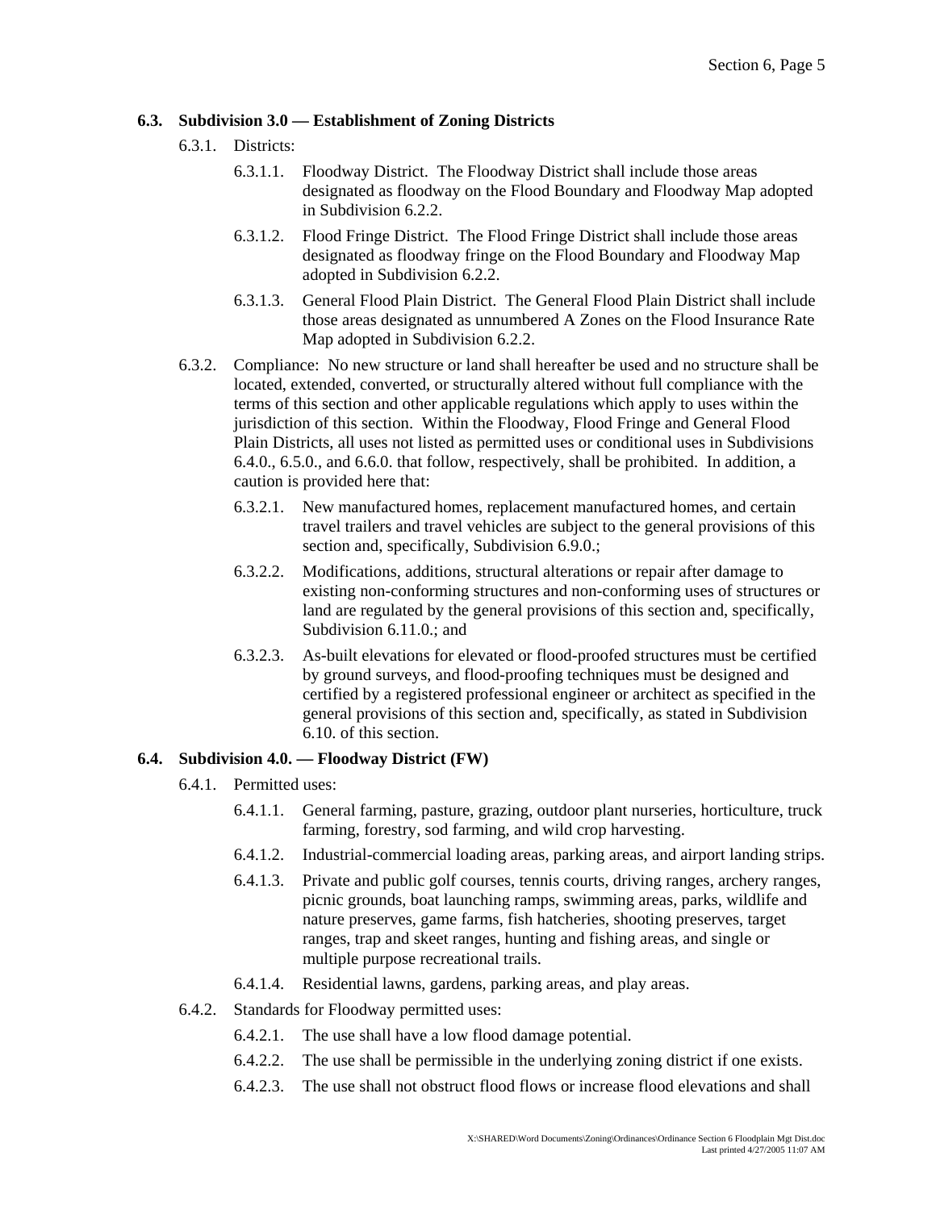### 6.3. Subdivision 3.0 — Establishment of Zoning Districts

6.3.1. Districts:

6.3.1.1. Floodway District. The Floodway District shall include those areas designated as floodway on the Flood Boundary and Floodway Map adopted in Subdivision 6.2.2.

6.3.1.2. Flood Fringe District. The Flood Fringe District shall include those areas designated as floodway fringe on the Flood Boundary and Floodway Map adopted in Subdivision 6.2.2.

6.3.1.3. General Flood Plain District. The General Flood Plain District shall include those areas designated as unnumbered A Zones on the Flood Insurance Rate Map adopted in Subdivision 6.2.2.

6.3.2. Compliance: No new structure or land shall hereafter be used and no structure shall be located, extended, converted, or structurally altered without full compliance with the terms of this section and other applicable regulations which apply to uses within the jurisdiction of this section. Within the Floodway, Flood Fringe and General Flood Plain Districts, all uses not listed as permitted uses or conditional uses in Subdivisions 6.4.0., 6.5.0., and 6.6.0. that follow, respectively, shall be prohibited. In addition, a caution is provided here that:

6.3.2.1. New manufactured homes, replacement manufactured homes, and certain travel trailers and travel vehicles are subject to the general provisions of this section and, specifically, Subdivision 6.9.0.;

6.3.2.2. Modifications, additions, structural alterations or repair after damage to existing non-conforming structures and non-conforming uses of structures or land are regulated by the general provisions of this section and, specifically, Subdivision 6.11.0.; and

6.3.2.3. As-built elevations for elevated or flood-proofed structures must be certified by ground surveys, and flood-proofing techniques must be designed and certified by a registered professional engineer or architect as specified in the general provisions of this section and, specifically, as stated in Subdivision 6.10. of this section.

### 6.4. Subdivision 4.0. — Floodway District (FW)

6.4.1. Permitted uses:

6.4.1.1. General farming, pasture, grazing, outdoor plant nurseries, horticulture, truck farming, forestry, sod farming, and wild crop harvesting.

6.4.1.2. Industrial-commercial loading areas, parking areas, and airport landing strips.

6.4.1.3. Private and public golf courses, tennis courts, driving ranges, archery ranges, picnic grounds, boat launching ramps, swimming areas, parks, wildlife and nature preserves, game farms, fish hatcheries, shooting preserves, target ranges, trap and skeet ranges, hunting and fishing areas, and single or multiple purpose recreational trails.

6.4.1.4. Residential lawns, gardens, parking areas, and play areas.

6.4.2. Standards for Floodway permitted uses:

6.4.2.1. The use shall have a low flood damage potential.

6.4.2.2. The use shall be permissible in the underlying zoning district if one exists.

6.4.2.3. The use shall not obstruct flood flows or increase flood elevations and shall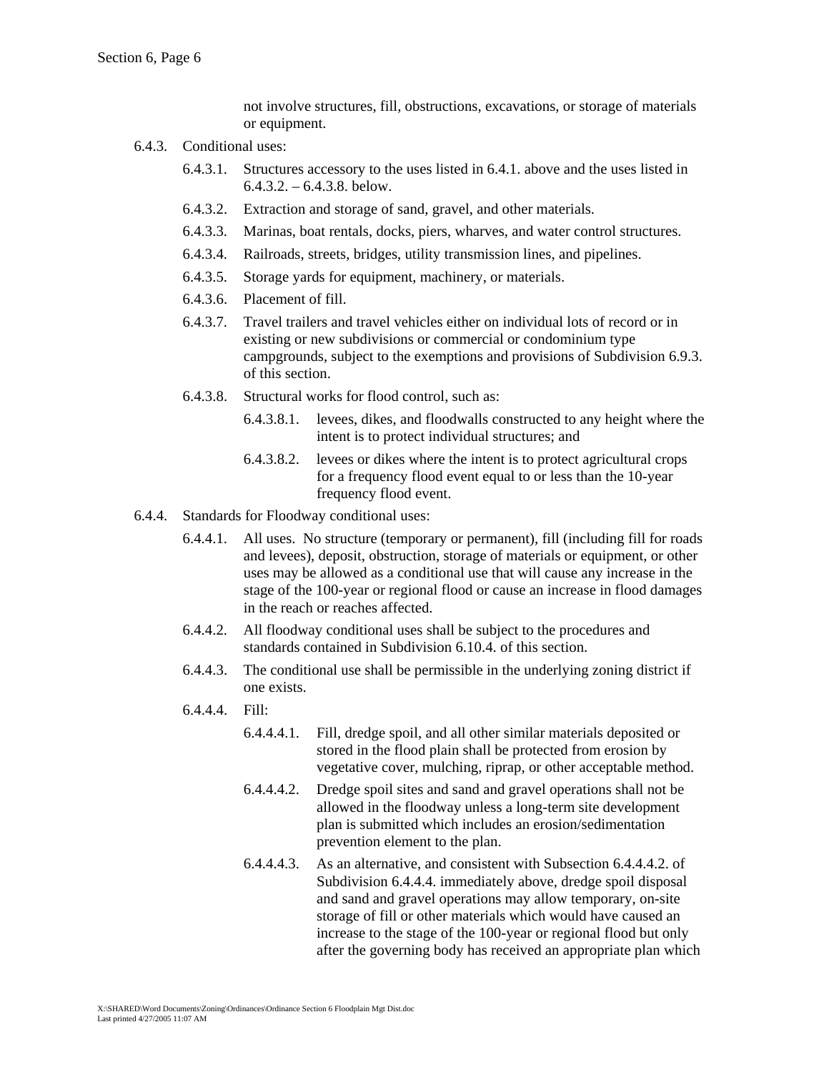not involve structures, fill, obstructions, excavations, or storage of materials or equipment.

6.4.3. Conditional uses:

6.4.3.1. Structures accessory to the uses listed in 6.4.1. above and the uses listed in 6.4.3.2. – 6.4.3.8. below.

6.4.3.2. Extraction and storage of sand, gravel, and other materials.

6.4.3.3. Marinas, boat rentals, docks, piers, wharves, and water control structures.

6.4.3.4. Railroads, streets, bridges, utility transmission lines, and pipelines.

6.4.3.5. Storage yards for equipment, machinery, or materials.

6.4.3.6. Placement of fill.

6.4.3.7. Travel trailers and travel vehicles either on individual lots of record or in existing or new subdivisions or commercial or condominium type campgrounds, subject to the exemptions and provisions of Subdivision 6.9.3. of this section.

6.4.3.8. Structural works for flood control, such as:

6.4.3.8.1. levees, dikes, and floodwalls constructed to any height where the intent is to protect individual structures; and

6.4.3.8.2. levees or dikes where the intent is to protect agricultural crops for a frequency flood event equal to or less than the 10-year frequency flood event.

6.4.4. Standards for Floodway conditional uses:

6.4.4.1. All uses. No structure (temporary or permanent), fill (including fill for roads and levees), deposit, obstruction, storage of materials or equipment, or other uses may be allowed as a conditional use that will cause any increase in the stage of the 100-year or regional flood or cause an increase in flood damages in the reach or reaches affected.

6.4.4.2. All floodway conditional uses shall be subject to the procedures and standards contained in Subdivision 6.10.4. of this section.

6.4.4.3. The conditional use shall be permissible in the underlying zoning district if one exists.

6.4.4.4. Fill:

6.4.4.4.1. Fill, dredge spoil, and all other similar materials deposited or stored in the flood plain shall be protected from erosion by vegetative cover, mulching, riprap, or other acceptable method.

6.4.4.4.2. Dredge spoil sites and sand and gravel operations shall not be allowed in the floodway unless a long-term site development plan is submitted which includes an erosion/sedimentation prevention element to the plan.

6.4.4.4.3. As an alternative, and consistent with Subsection 6.4.4.4.2. of Subdivision 6.4.4.4. immediately above, dredge spoil disposal and sand and gravel operations may allow temporary, on-site storage of fill or other materials which would have caused an increase to the stage of the 100-year or regional flood but only after the governing body has received an appropriate plan which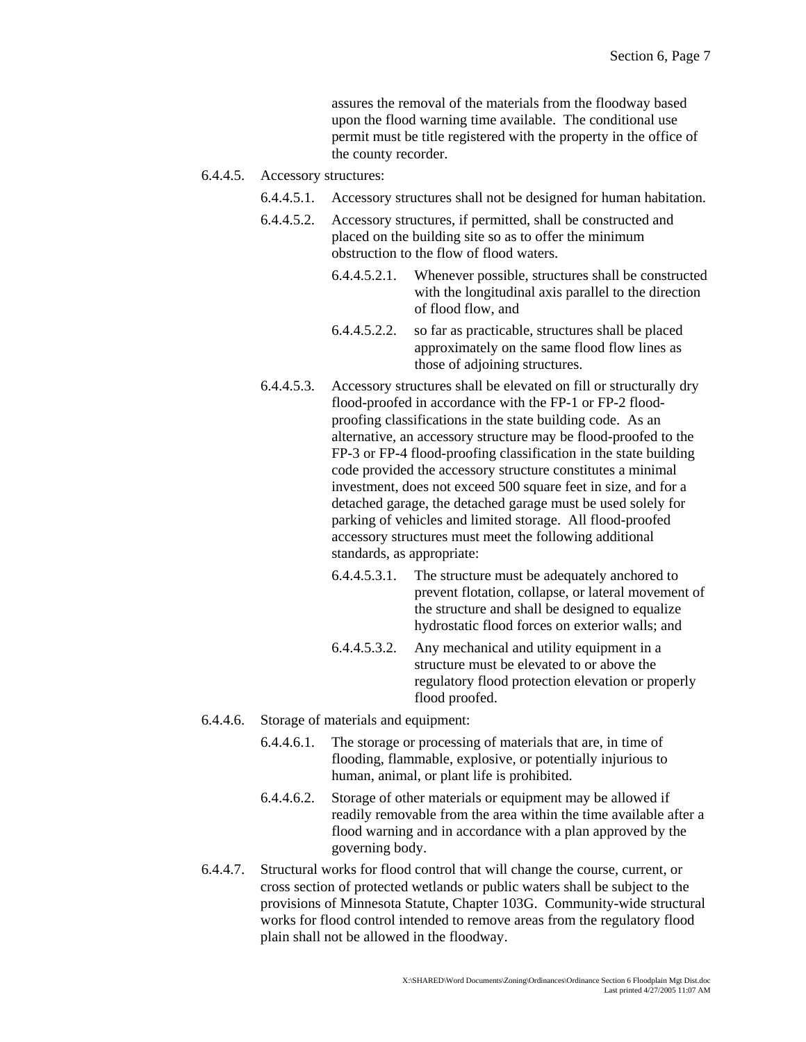assures the removal of the materials from the floodway based upon the flood warning time available. The conditional use permit must be title registered with the property in the office of the county recorder.

6.4.4.5. Accessory structures:

6.4.4.5.1. Accessory structures shall not be designed for human habitation.

6.4.4.5.2. Accessory structures, if permitted, shall be constructed and placed on the building site so as to offer the minimum obstruction to the flow of flood waters.

6.4.4.5.2.1. Whenever possible, structures shall be constructed with the longitudinal axis parallel to the direction of flood flow, and

6.4.4.5.2.2. so far as practicable, structures shall be placed approximately on the same flood flow lines as those of adjoining structures.

6.4.4.5.3. Accessory structures shall be elevated on fill or structurally dry flood-proofed in accordance with the FP-1 or FP-2 flood-proofing classifications in the state building code. As an alternative, an accessory structure may be flood-proofed to the FP-3 or FP-4 flood-proofing classification in the state building code provided the accessory structure constitutes a minimal investment, does not exceed 500 square feet in size, and for a detached garage, the detached garage must be used solely for parking of vehicles and limited storage. All flood-proofed accessory structures must meet the following additional standards, as appropriate:

6.4.4.5.3.1. The structure must be adequately anchored to prevent flotation, collapse, or lateral movement of the structure and shall be designed to equalize hydrostatic flood forces on exterior walls; and

6.4.4.5.3.2. Any mechanical and utility equipment in a structure must be elevated to or above the regulatory flood protection elevation or properly flood proofed.

6.4.4.6. Storage of materials and equipment:

6.4.4.6.1. The storage or processing of materials that are, in time of flooding, flammable, explosive, or potentially injurious to human, animal, or plant life is prohibited.

6.4.4.6.2. Storage of other materials or equipment may be allowed if readily removable from the area within the time available after a flood warning and in accordance with a plan approved by the governing body.

6.4.4.7. Structural works for flood control that will change the course, current, or cross section of protected wetlands or public waters shall be subject to the provisions of Minnesota Statute, Chapter 103G. Community-wide structural works for flood control intended to remove areas from the regulatory flood plain shall not be allowed in the floodway.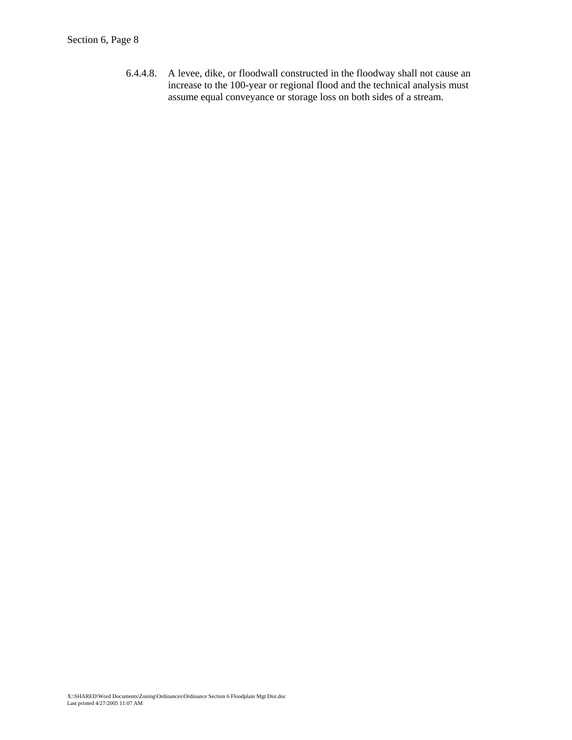6.4.4.8. A levee, dike, or floodwall constructed in the floodway shall not cause an increase to the 100-year or regional flood and the technical analysis must assume equal conveyance or storage loss on both sides of a stream.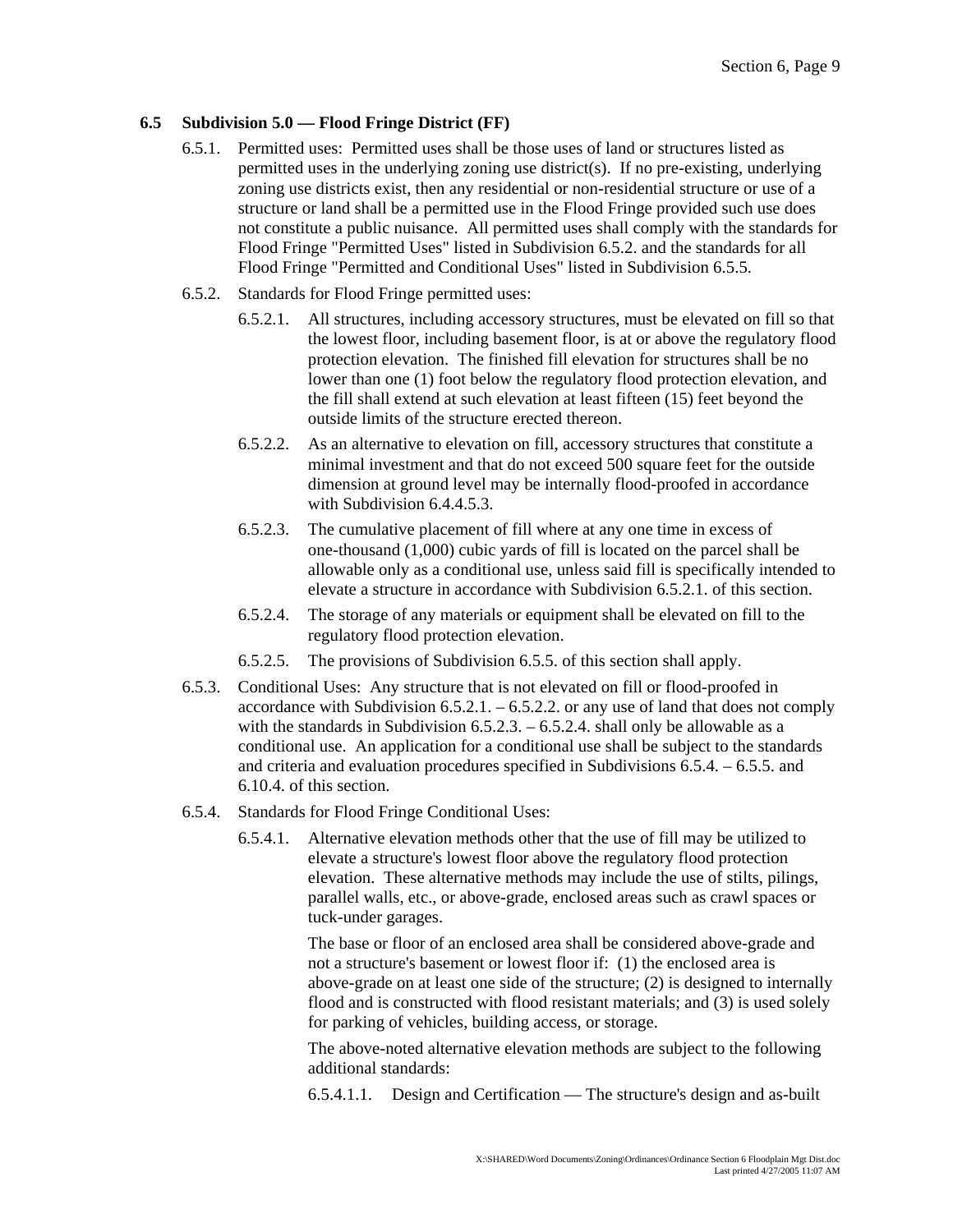### 6.5 Subdivision 5.0 — Flood Fringe District (FF)

6.5.1. Permitted uses: Permitted uses shall be those uses of land or structures listed as permitted uses in the underlying zoning use district(s). If no pre-existing, underlying zoning use districts exist, then any residential or non-residential structure or use of a structure or land shall be a permitted use in the Flood Fringe provided such use does not constitute a public nuisance. All permitted uses shall comply with the standards for Flood Fringe "Permitted Uses" listed in Subdivision 6.5.2. and the standards for all Flood Fringe "Permitted and Conditional Uses" listed in Subdivision 6.5.5.

6.5.2. Standards for Flood Fringe permitted uses:

6.5.2.1. All structures, including accessory structures, must be elevated on fill so that the lowest floor, including basement floor, is at or above the regulatory flood protection elevation. The finished fill elevation for structures shall be no lower than one (1) foot below the regulatory flood protection elevation, and the fill shall extend at such elevation at least fifteen (15) feet beyond the outside limits of the structure erected thereon.

6.5.2.2. As an alternative to elevation on fill, accessory structures that constitute a minimal investment and that do not exceed 500 square feet for the outside dimension at ground level may be internally flood-proofed in accordance with Subdivision 6.4.4.5.3.

6.5.2.3. The cumulative placement of fill where at any one time in excess of one-thousand (1,000) cubic yards of fill is located on the parcel shall be allowable only as a conditional use, unless said fill is specifically intended to elevate a structure in accordance with Subdivision 6.5.2.1. of this section.

6.5.2.4. The storage of any materials or equipment shall be elevated on fill to the regulatory flood protection elevation.

6.5.2.5. The provisions of Subdivision 6.5.5. of this section shall apply.

6.5.3. Conditional Uses: Any structure that is not elevated on fill or flood-proofed in accordance with Subdivision 6.5.2.1. – 6.5.2.2. or any use of land that does not comply with the standards in Subdivision 6.5.2.3. – 6.5.2.4. shall only be allowable as a conditional use. An application for a conditional use shall be subject to the standards and criteria and evaluation procedures specified in Subdivisions 6.5.4. – 6.5.5. and 6.10.4. of this section.

6.5.4. Standards for Flood Fringe Conditional Uses:

6.5.4.1. Alternative elevation methods other that the use of fill may be utilized to elevate a structure's lowest floor above the regulatory flood protection elevation. These alternative methods may include the use of stilts, pilings, parallel walls, etc., or above-grade, enclosed areas such as crawl spaces or tuck-under garages.

The base or floor of an enclosed area shall be considered above-grade and not a structure's basement or lowest floor if: (1) the enclosed area is above-grade on at least one side of the structure; (2) is designed to internally flood and is constructed with flood resistant materials; and (3) is used solely for parking of vehicles, building access, or storage.

The above-noted alternative elevation methods are subject to the following additional standards:

6.5.4.1.1. Design and Certification — The structure's design and as-built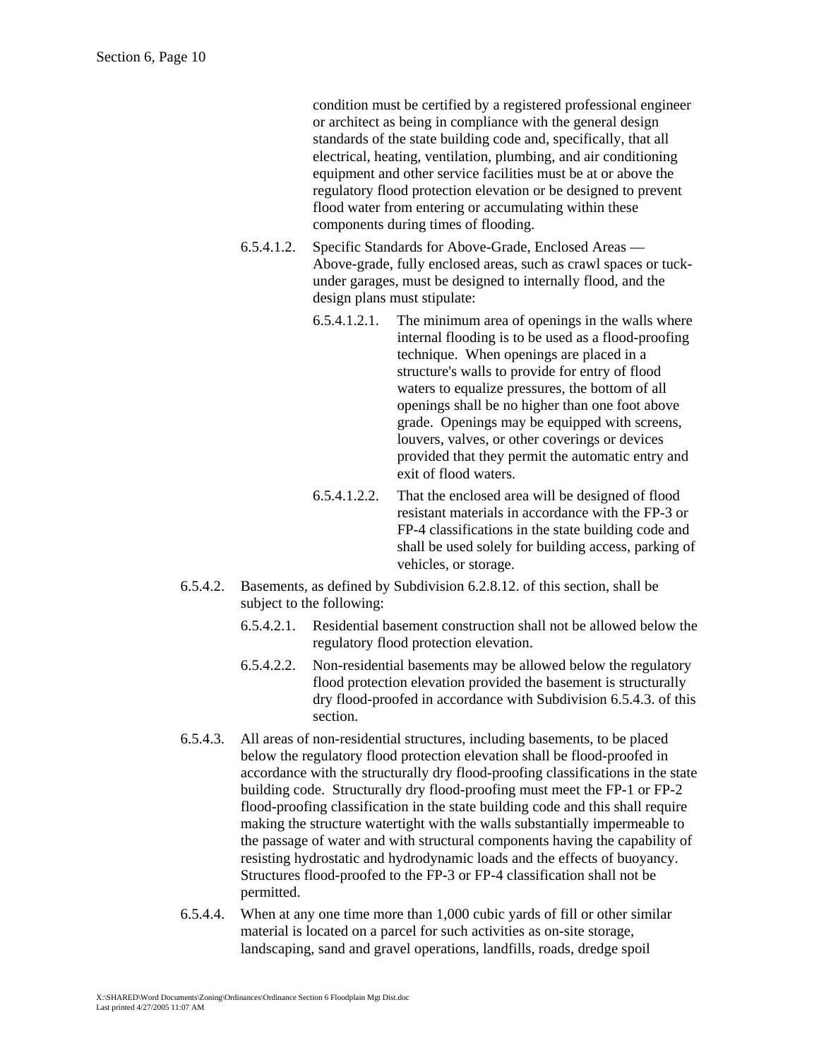condition must be certified by a registered professional engineer or architect as being in compliance with the general design standards of the state building code and, specifically, that all electrical, heating, ventilation, plumbing, and air conditioning equipment and other service facilities must be at or above the regulatory flood protection elevation or be designed to prevent flood water from entering or accumulating within these components during times of flooding.

6.5.4.1.2. Specific Standards for Above-Grade, Enclosed Areas — Above-grade, fully enclosed areas, such as crawl spaces or tuck-under garages, must be designed to internally flood, and the design plans must stipulate:

6.5.4.1.2.1. The minimum area of openings in the walls where internal flooding is to be used as a flood-proofing technique. When openings are placed in a structure's walls to provide for entry of flood waters to equalize pressures, the bottom of all openings shall be no higher than one foot above grade. Openings may be equipped with screens, louvers, valves, or other coverings or devices provided that they permit the automatic entry and exit of flood waters.

6.5.4.1.2.2. That the enclosed area will be designed of flood resistant materials in accordance with the FP-3 or FP-4 classifications in the state building code and shall be used solely for building access, parking of vehicles, or storage.

6.5.4.2. Basements, as defined by Subdivision 6.2.8.12. of this section, shall be subject to the following:

6.5.4.2.1. Residential basement construction shall not be allowed below the regulatory flood protection elevation.

6.5.4.2.2. Non-residential basements may be allowed below the regulatory flood protection elevation provided the basement is structurally dry flood-proofed in accordance with Subdivision 6.5.4.3. of this section.

6.5.4.3. All areas of non-residential structures, including basements, to be placed below the regulatory flood protection elevation shall be flood-proofed in accordance with the structurally dry flood-proofing classifications in the state building code. Structurally dry flood-proofing must meet the FP-1 or FP-2 flood-proofing classification in the state building code and this shall require making the structure watertight with the walls substantially impermeable to the passage of water and with structural components having the capability of resisting hydrostatic and hydrodynamic loads and the effects of buoyancy. Structures flood-proofed to the FP-3 or FP-4 classification shall not be permitted.

6.5.4.4. When at any one time more than 1,000 cubic yards of fill or other similar material is located on a parcel for such activities as on-site storage, landscaping, sand and gravel operations, landfills, roads, dredge spoil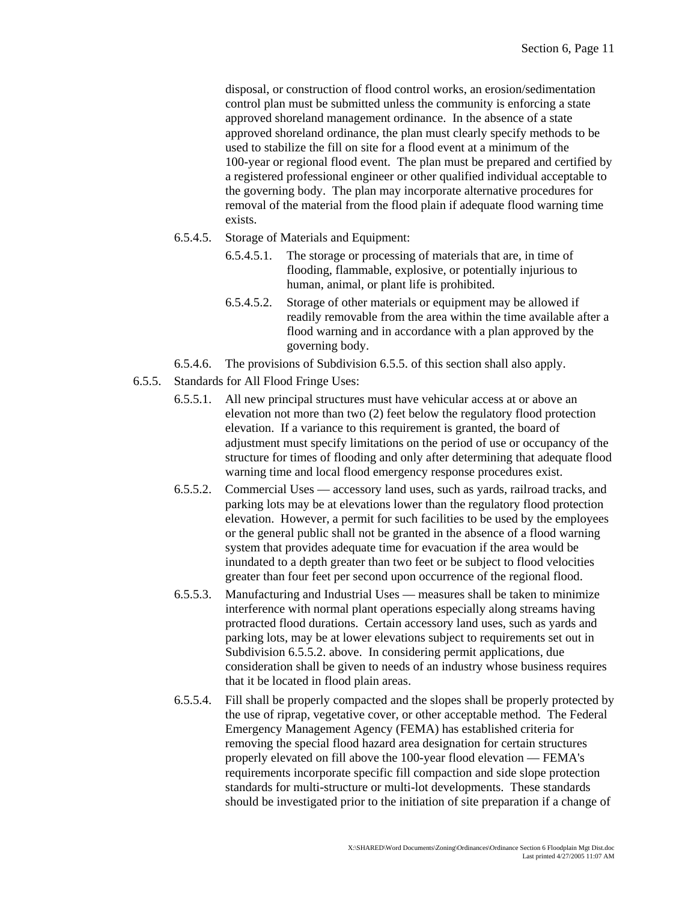disposal, or construction of flood control works, an erosion/sedimentation control plan must be submitted unless the community is enforcing a state approved shoreland management ordinance. In the absence of a state approved shoreland ordinance, the plan must clearly specify methods to be used to stabilize the fill on site for a flood event at a minimum of the 100-year or regional flood event. The plan must be prepared and certified by a registered professional engineer or other qualified individual acceptable to the governing body. The plan may incorporate alternative procedures for removal of the material from the flood plain if adequate flood warning time exists.

6.5.4.5. Storage of Materials and Equipment:

6.5.4.5.1. The storage or processing of materials that are, in time of flooding, flammable, explosive, or potentially injurious to human, animal, or plant life is prohibited.

6.5.4.5.2. Storage of other materials or equipment may be allowed if readily removable from the area within the time available after a flood warning and in accordance with a plan approved by the governing body.

6.5.4.6. The provisions of Subdivision 6.5.5. of this section shall also apply.

6.5.5. Standards for All Flood Fringe Uses:

6.5.5.1. All new principal structures must have vehicular access at or above an elevation not more than two (2) feet below the regulatory flood protection elevation. If a variance to this requirement is granted, the board of adjustment must specify limitations on the period of use or occupancy of the structure for times of flooding and only after determining that adequate flood warning time and local flood emergency response procedures exist.

6.5.5.2. Commercial Uses — accessory land uses, such as yards, railroad tracks, and parking lots may be at elevations lower than the regulatory flood protection elevation. However, a permit for such facilities to be used by the employees or the general public shall not be granted in the absence of a flood warning system that provides adequate time for evacuation if the area would be inundated to a depth greater than two feet or be subject to flood velocities greater than four feet per second upon occurrence of the regional flood.

6.5.5.3. Manufacturing and Industrial Uses — measures shall be taken to minimize interference with normal plant operations especially along streams having protracted flood durations. Certain accessory land uses, such as yards and parking lots, may be at lower elevations subject to requirements set out in Subdivision 6.5.5.2. above. In considering permit applications, due consideration shall be given to needs of an industry whose business requires that it be located in flood plain areas.

6.5.5.4. Fill shall be properly compacted and the slopes shall be properly protected by the use of riprap, vegetative cover, or other acceptable method. The Federal Emergency Management Agency (FEMA) has established criteria for removing the special flood hazard area designation for certain structures properly elevated on fill above the 100-year flood elevation — FEMA's requirements incorporate specific fill compaction and side slope protection standards for multi-structure or multi-lot developments. These standards should be investigated prior to the initiation of site preparation if a change of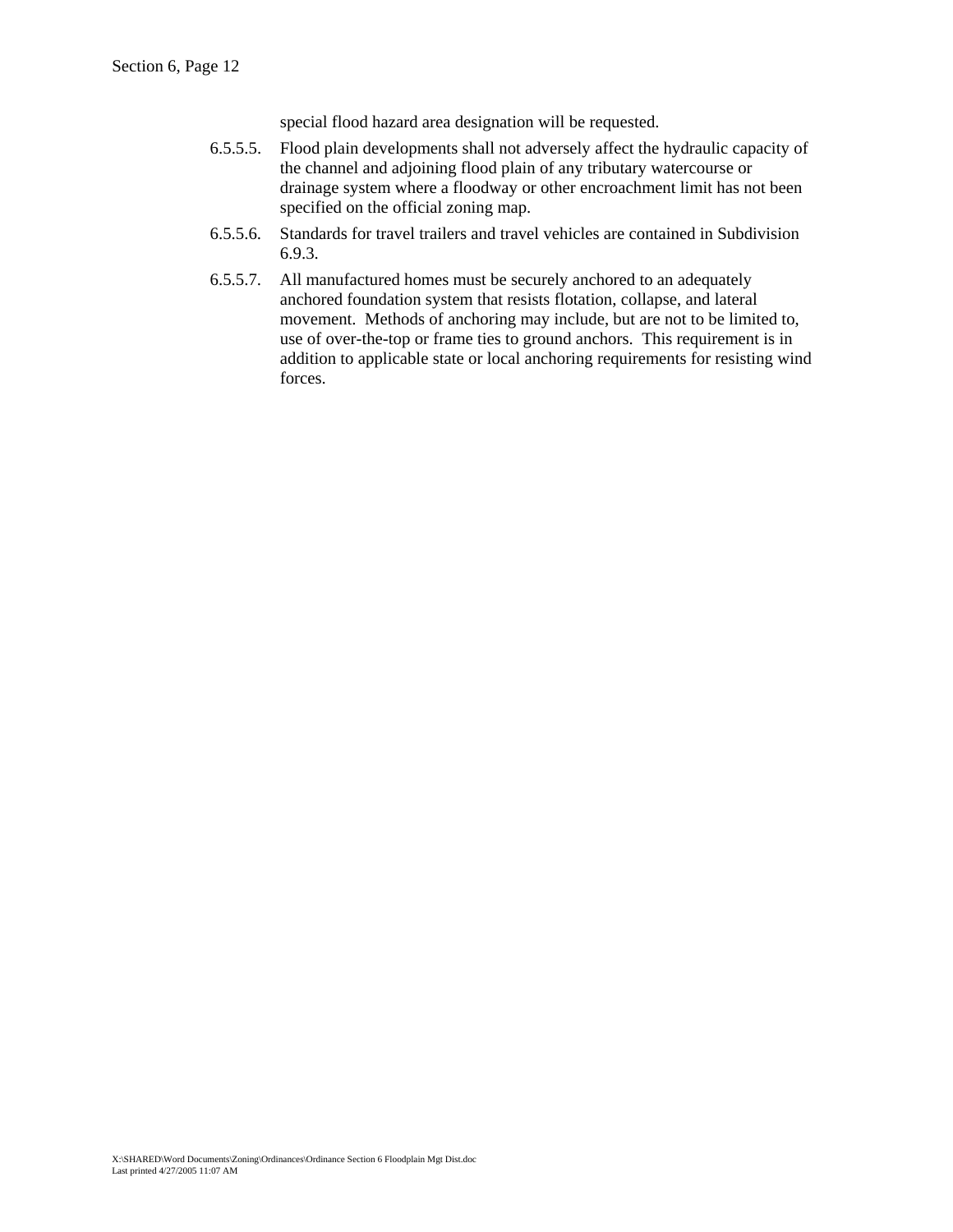special flood hazard area designation will be requested.

6.5.5.5. Flood plain developments shall not adversely affect the hydraulic capacity of the channel and adjoining flood plain of any tributary watercourse or drainage system where a floodway or other encroachment limit has not been specified on the official zoning map.

6.5.5.6. Standards for travel trailers and travel vehicles are contained in Subdivision 6.9.3.

6.5.5.7. All manufactured homes must be securely anchored to an adequately anchored foundation system that resists flotation, collapse, and lateral movement. Methods of anchoring may include, but are not to be limited to, use of over-the-top or frame ties to ground anchors. This requirement is in addition to applicable state or local anchoring requirements for resisting wind forces.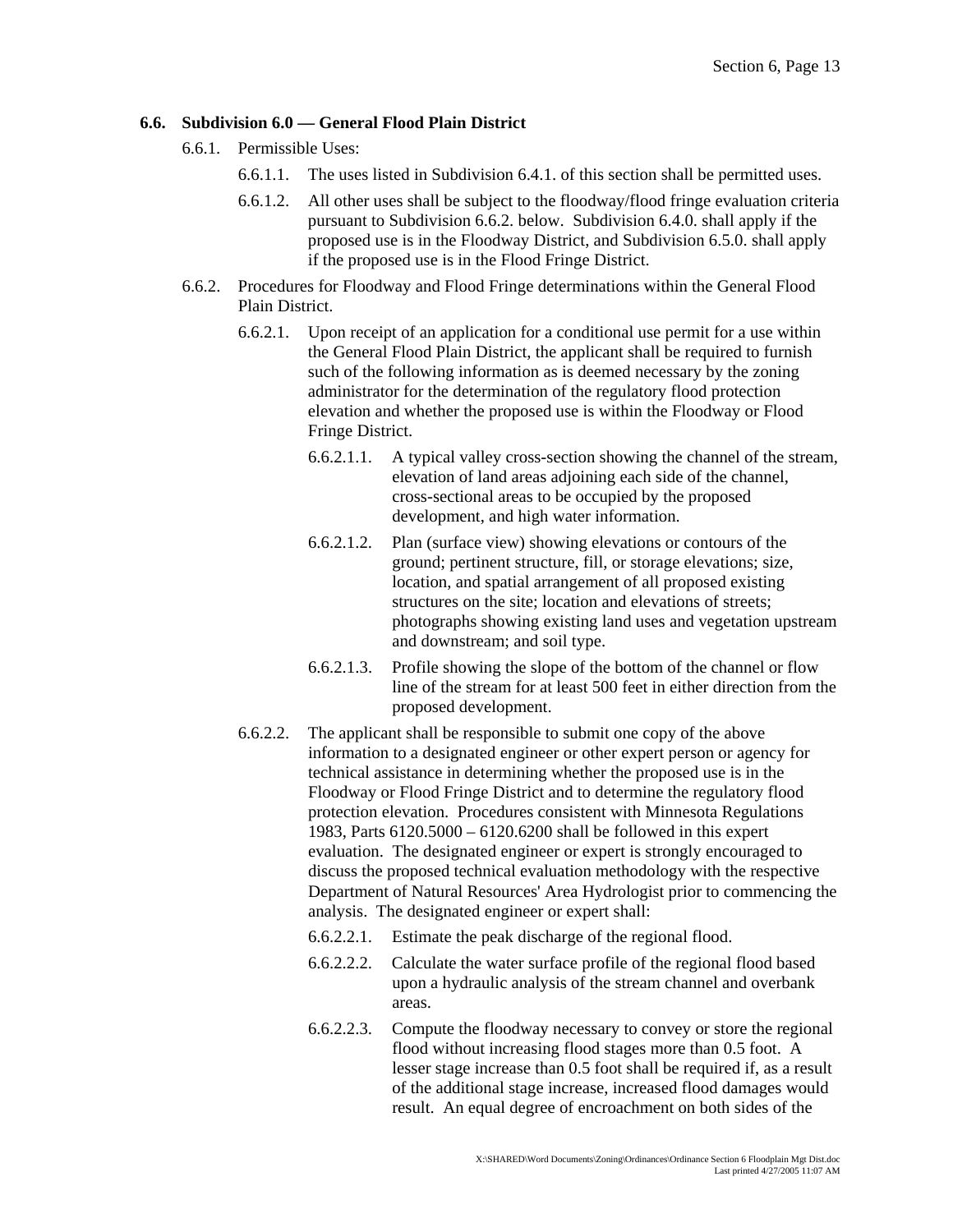**6.6. Subdivision 6.0 — General Flood Plain District**

6.6.1. Permissible Uses:

6.6.1.1. The uses listed in Subdivision 6.4.1. of this section shall be permitted uses.

6.6.1.2. All other uses shall be subject to the floodway/flood fringe evaluation criteria pursuant to Subdivision 6.6.2. below. Subdivision 6.4.0. shall apply if the proposed use is in the Floodway District, and Subdivision 6.5.0. shall apply if the proposed use is in the Flood Fringe District.

6.6.2. Procedures for Floodway and Flood Fringe determinations within the General Flood Plain District.

6.6.2.1. Upon receipt of an application for a conditional use permit for a use within the General Flood Plain District, the applicant shall be required to furnish such of the following information as is deemed necessary by the zoning administrator for the determination of the regulatory flood protection elevation and whether the proposed use is within the Floodway or Flood Fringe District.

6.6.2.1.1. A typical valley cross-section showing the channel of the stream, elevation of land areas adjoining each side of the channel, cross-sectional areas to be occupied by the proposed development, and high water information.

6.6.2.1.2. Plan (surface view) showing elevations or contours of the ground; pertinent structure, fill, or storage elevations; size, location, and spatial arrangement of all proposed existing structures on the site; location and elevations of streets; photographs showing existing land uses and vegetation upstream and downstream; and soil type.

6.6.2.1.3. Profile showing the slope of the bottom of the channel or flow line of the stream for at least 500 feet in either direction from the proposed development.

6.6.2.2. The applicant shall be responsible to submit one copy of the above information to a designated engineer or other expert person or agency for technical assistance in determining whether the proposed use is in the Floodway or Flood Fringe District and to determine the regulatory flood protection elevation. Procedures consistent with Minnesota Regulations 1983, Parts 6120.5000 – 6120.6200 shall be followed in this expert evaluation. The designated engineer or expert is strongly encouraged to discuss the proposed technical evaluation methodology with the respective Department of Natural Resources' Area Hydrologist prior to commencing the analysis. The designated engineer or expert shall:

6.6.2.2.1. Estimate the peak discharge of the regional flood.

6.6.2.2.2. Calculate the water surface profile of the regional flood based upon a hydraulic analysis of the stream channel and overbank areas.

6.6.2.2.3. Compute the floodway necessary to convey or store the regional flood without increasing flood stages more than 0.5 foot. A lesser stage increase than 0.5 foot shall be required if, as a result of the additional stage increase, increased flood damages would result. An equal degree of encroachment on both sides of the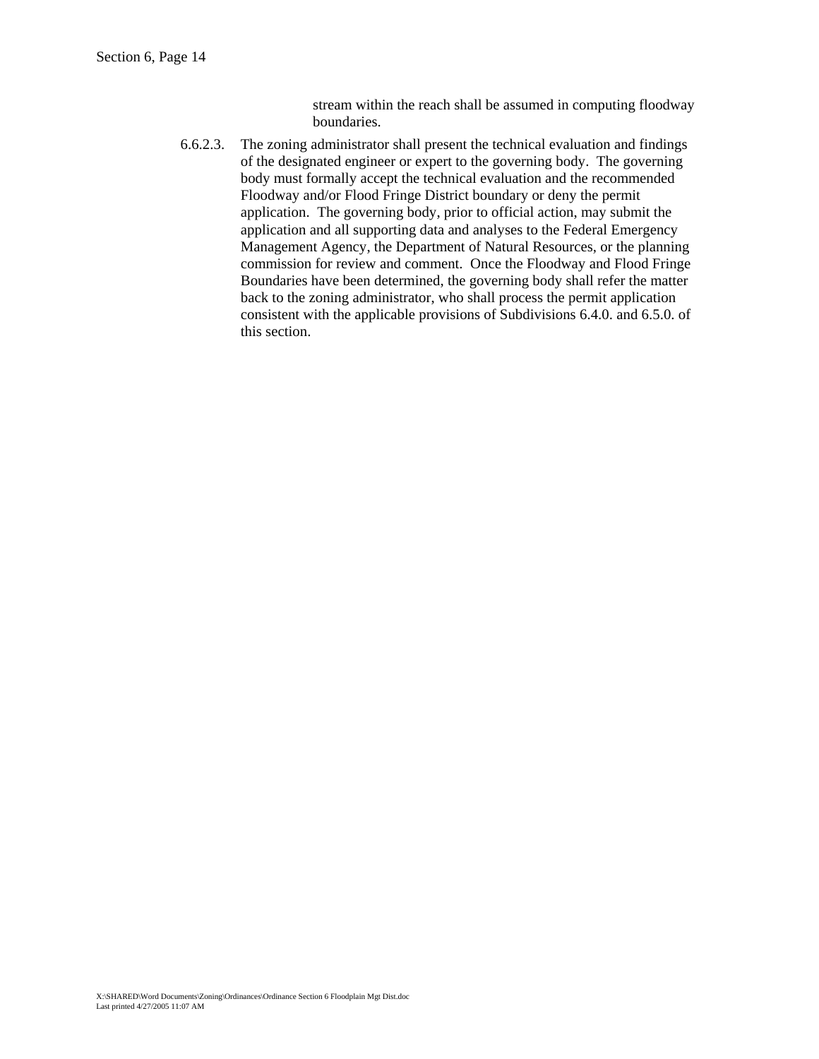stream within the reach shall be assumed in computing floodway boundaries.

6.6.2.3. The zoning administrator shall present the technical evaluation and findings of the designated engineer or expert to the governing body. The governing body must formally accept the technical evaluation and the recommended Floodway and/or Flood Fringe District boundary or deny the permit application. The governing body, prior to official action, may submit the application and all supporting data and analyses to the Federal Emergency Management Agency, the Department of Natural Resources, or the planning commission for review and comment. Once the Floodway and Flood Fringe Boundaries have been determined, the governing body shall refer the matter back to the zoning administrator, who shall process the permit application consistent with the applicable provisions of Subdivisions 6.4.0. and 6.5.0. of this section.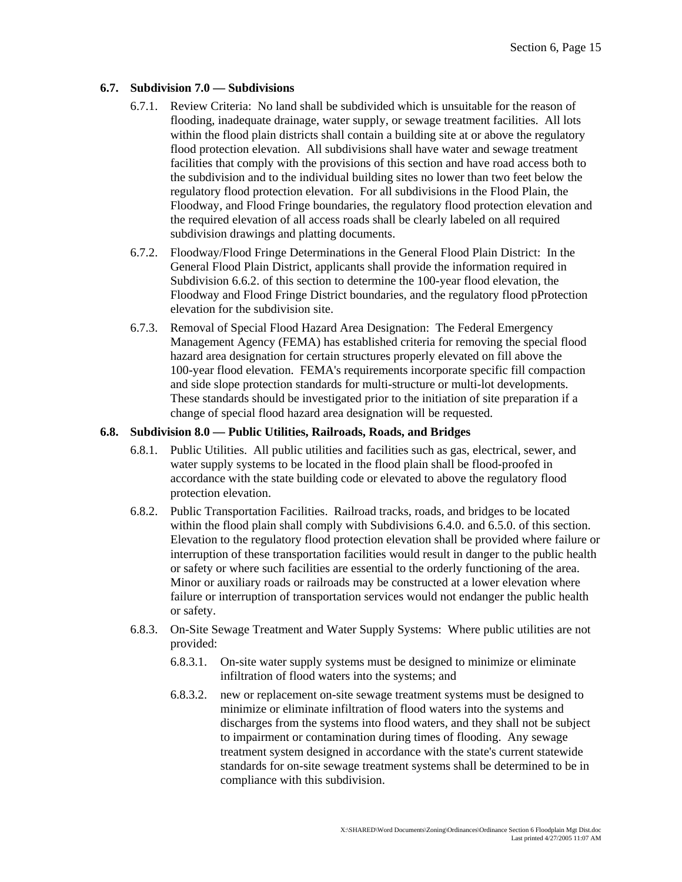### 6.7. Subdivision 7.0 — Subdivisions

6.7.1. Review Criteria: No land shall be subdivided which is unsuitable for the reason of flooding, inadequate drainage, water supply, or sewage treatment facilities. All lots within the flood plain districts shall contain a building site at or above the regulatory flood protection elevation. All subdivisions shall have water and sewage treatment facilities that comply with the provisions of this section and have road access both to the subdivision and to the individual building sites no lower than two feet below the regulatory flood protection elevation. For all subdivisions in the Flood Plain, the Floodway, and Flood Fringe boundaries, the regulatory flood protection elevation and the required elevation of all access roads shall be clearly labeled on all required subdivision drawings and platting documents.

6.7.2. Floodway/Flood Fringe Determinations in the General Flood Plain District: In the General Flood Plain District, applicants shall provide the information required in Subdivision 6.6.2. of this section to determine the 100-year flood elevation, the Floodway and Flood Fringe District boundaries, and the regulatory flood pProtection elevation for the subdivision site.

6.7.3. Removal of Special Flood Hazard Area Designation: The Federal Emergency Management Agency (FEMA) has established criteria for removing the special flood hazard area designation for certain structures properly elevated on fill above the 100-year flood elevation. FEMA's requirements incorporate specific fill compaction and side slope protection standards for multi-structure or multi-lot developments. These standards should be investigated prior to the initiation of site preparation if a change of special flood hazard area designation will be requested.

### 6.8. Subdivision 8.0 — Public Utilities, Railroads, Roads, and Bridges

6.8.1. Public Utilities. All public utilities and facilities such as gas, electrical, sewer, and water supply systems to be located in the flood plain shall be flood-proofed in accordance with the state building code or elevated to above the regulatory flood protection elevation.

6.8.2. Public Transportation Facilities. Railroad tracks, roads, and bridges to be located within the flood plain shall comply with Subdivisions 6.4.0. and 6.5.0. of this section. Elevation to the regulatory flood protection elevation shall be provided where failure or interruption of these transportation facilities would result in danger to the public health or safety or where such facilities are essential to the orderly functioning of the area. Minor or auxiliary roads or railroads may be constructed at a lower elevation where failure or interruption of transportation services would not endanger the public health or safety.

6.8.3. On-Site Sewage Treatment and Water Supply Systems: Where public utilities are not provided:

6.8.3.1. On-site water supply systems must be designed to minimize or eliminate infiltration of flood waters into the systems; and

6.8.3.2. new or replacement on-site sewage treatment systems must be designed to minimize or eliminate infiltration of flood waters into the systems and discharges from the systems into flood waters, and they shall not be subject to impairment or contamination during times of flooding. Any sewage treatment system designed in accordance with the state's current statewide standards for on-site sewage treatment systems shall be determined to be in compliance with this subdivision.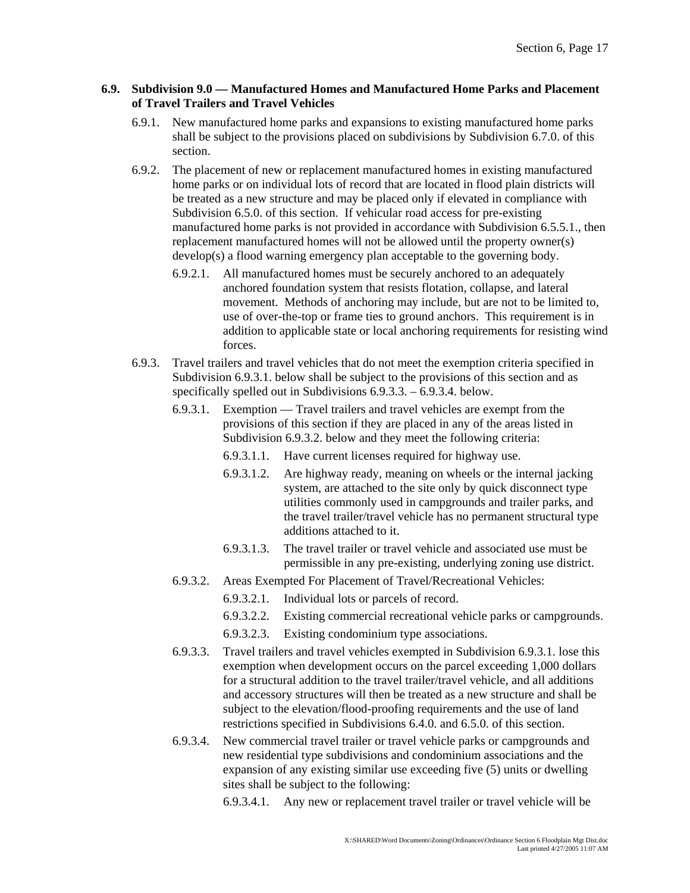### 6.9. Subdivision 9.0 — Manufactured Homes and Manufactured Home Parks and Placement of Travel Trailers and Travel Vehicles

6.9.1. New manufactured home parks and expansions to existing manufactured home parks shall be subject to the provisions placed on subdivisions by Subdivision 6.7.0. of this section.

6.9.2. The placement of new or replacement manufactured homes in existing manufactured home parks or on individual lots of record that are located in flood plain districts will be treated as a new structure and may be placed only if elevated in compliance with Subdivision 6.5.0. of this section. If vehicular road access for pre-existing manufactured home parks is not provided in accordance with Subdivision 6.5.5.1., then replacement manufactured homes will not be allowed until the property owner(s) develop(s) a flood warning emergency plan acceptable to the governing body.

6.9.2.1. All manufactured homes must be securely anchored to an adequately anchored foundation system that resists flotation, collapse, and lateral movement. Methods of anchoring may include, but are not to be limited to, use of over-the-top or frame ties to ground anchors. This requirement is in addition to applicable state or local anchoring requirements for resisting wind forces.

6.9.3. Travel trailers and travel vehicles that do not meet the exemption criteria specified in Subdivision 6.9.3.1. below shall be subject to the provisions of this section and as specifically spelled out in Subdivisions 6.9.3.3. – 6.9.3.4. below.

6.9.3.1. Exemption — Travel trailers and travel vehicles are exempt from the provisions of this section if they are placed in any of the areas listed in Subdivision 6.9.3.2. below and they meet the following criteria:

6.9.3.1.1. Have current licenses required for highway use.

6.9.3.1.2. Are highway ready, meaning on wheels or the internal jacking system, are attached to the site only by quick disconnect type utilities commonly used in campgrounds and trailer parks, and the travel trailer/travel vehicle has no permanent structural type additions attached to it.

6.9.3.1.3. The travel trailer or travel vehicle and associated use must be permissible in any pre-existing, underlying zoning use district.

6.9.3.2. Areas Exempted For Placement of Travel/Recreational Vehicles:

6.9.3.2.1. Individual lots or parcels of record.

6.9.3.2.2. Existing commercial recreational vehicle parks or campgrounds.

6.9.3.2.3. Existing condominium type associations.

6.9.3.3. Travel trailers and travel vehicles exempted in Subdivision 6.9.3.1. lose this exemption when development occurs on the parcel exceeding 1,000 dollars for a structural addition to the travel trailer/travel vehicle, and all additions and accessory structures will then be treated as a new structure and shall be subject to the elevation/flood-proofing requirements and the use of land restrictions specified in Subdivisions 6.4.0. and 6.5.0. of this section.

6.9.3.4. New commercial travel trailer or travel vehicle parks or campgrounds and new residential type subdivisions and condominium associations and the expansion of any existing similar use exceeding five (5) units or dwelling sites shall be subject to the following:

6.9.3.4.1. Any new or replacement travel trailer or travel vehicle will be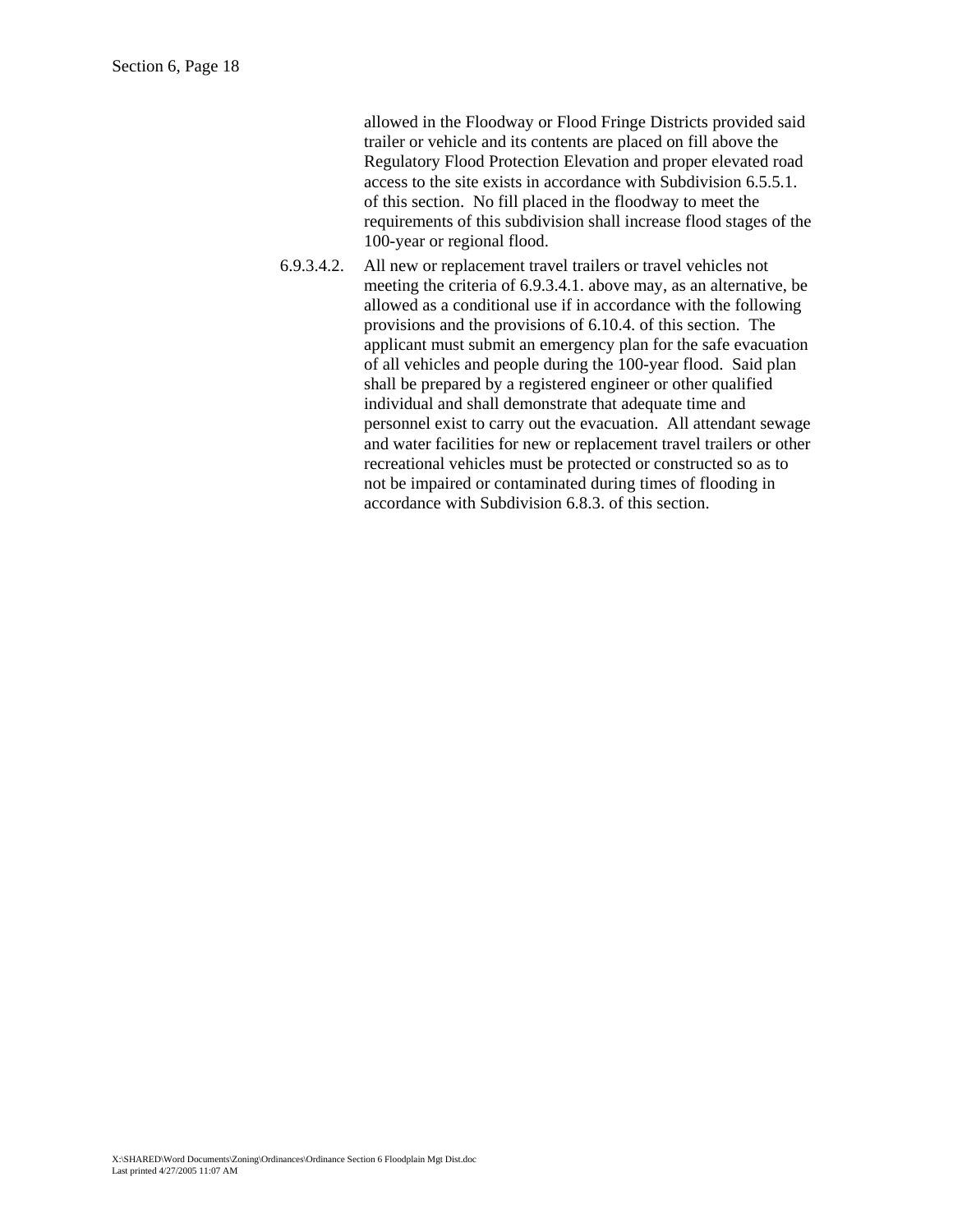allowed in the Floodway or Flood Fringe Districts provided said trailer or vehicle and its contents are placed on fill above the Regulatory Flood Protection Elevation and proper elevated road access to the site exists in accordance with Subdivision 6.5.5.1. of this section. No fill placed in the floodway to meet the requirements of this subdivision shall increase flood stages of the 100-year or regional flood.

6.9.3.4.2. All new or replacement travel trailers or travel vehicles not meeting the criteria of 6.9.3.4.1. above may, as an alternative, be allowed as a conditional use if in accordance with the following provisions and the provisions of 6.10.4. of this section. The applicant must submit an emergency plan for the safe evacuation of all vehicles and people during the 100-year flood. Said plan shall be prepared by a registered engineer or other qualified individual and shall demonstrate that adequate time and personnel exist to carry out the evacuation. All attendant sewage and water facilities for new or replacement travel trailers or other recreational vehicles must be protected or constructed so as to not be impaired or contaminated during times of flooding in accordance with Subdivision 6.8.3. of this section.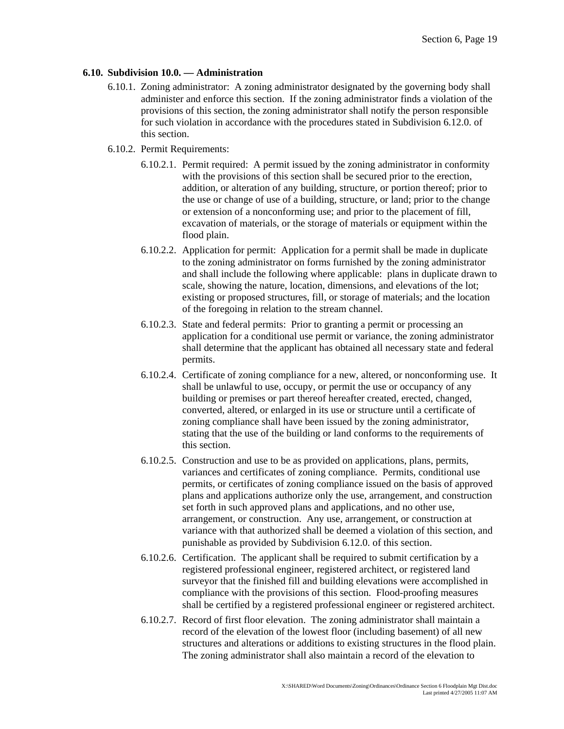### 6.10. Subdivision 10.0. — Administration

6.10.1. Zoning administrator: A zoning administrator designated by the governing body shall administer and enforce this section. If the zoning administrator finds a violation of the provisions of this section, the zoning administrator shall notify the person responsible for such violation in accordance with the procedures stated in Subdivision 6.12.0. of this section.

6.10.2. Permit Requirements:

6.10.2.1. Permit required: A permit issued by the zoning administrator in conformity with the provisions of this section shall be secured prior to the erection, addition, or alteration of any building, structure, or portion thereof; prior to the use or change of use of a building, structure, or land; prior to the change or extension of a nonconforming use; and prior to the placement of fill, excavation of materials, or the storage of materials or equipment within the flood plain.

6.10.2.2. Application for permit: Application for a permit shall be made in duplicate to the zoning administrator on forms furnished by the zoning administrator and shall include the following where applicable: plans in duplicate drawn to scale, showing the nature, location, dimensions, and elevations of the lot; existing or proposed structures, fill, or storage of materials; and the location of the foregoing in relation to the stream channel.

6.10.2.3. State and federal permits: Prior to granting a permit or processing an application for a conditional use permit or variance, the zoning administrator shall determine that the applicant has obtained all necessary state and federal permits.

6.10.2.4. Certificate of zoning compliance for a new, altered, or nonconforming use. It shall be unlawful to use, occupy, or permit the use or occupancy of any building or premises or part thereof hereafter created, erected, changed, converted, altered, or enlarged in its use or structure until a certificate of zoning compliance shall have been issued by the zoning administrator, stating that the use of the building or land conforms to the requirements of this section.

6.10.2.5. Construction and use to be as provided on applications, plans, permits, variances and certificates of zoning compliance. Permits, conditional use permits, or certificates of zoning compliance issued on the basis of approved plans and applications authorize only the use, arrangement, and construction set forth in such approved plans and applications, and no other use, arrangement, or construction. Any use, arrangement, or construction at variance with that authorized shall be deemed a violation of this section, and punishable as provided by Subdivision 6.12.0. of this section.

6.10.2.6. Certification. The applicant shall be required to submit certification by a registered professional engineer, registered architect, or registered land surveyor that the finished fill and building elevations were accomplished in compliance with the provisions of this section. Flood-proofing measures shall be certified by a registered professional engineer or registered architect.

6.10.2.7. Record of first floor elevation. The zoning administrator shall maintain a record of the elevation of the lowest floor (including basement) of all new structures and alterations or additions to existing structures in the flood plain. The zoning administrator shall also maintain a record of the elevation to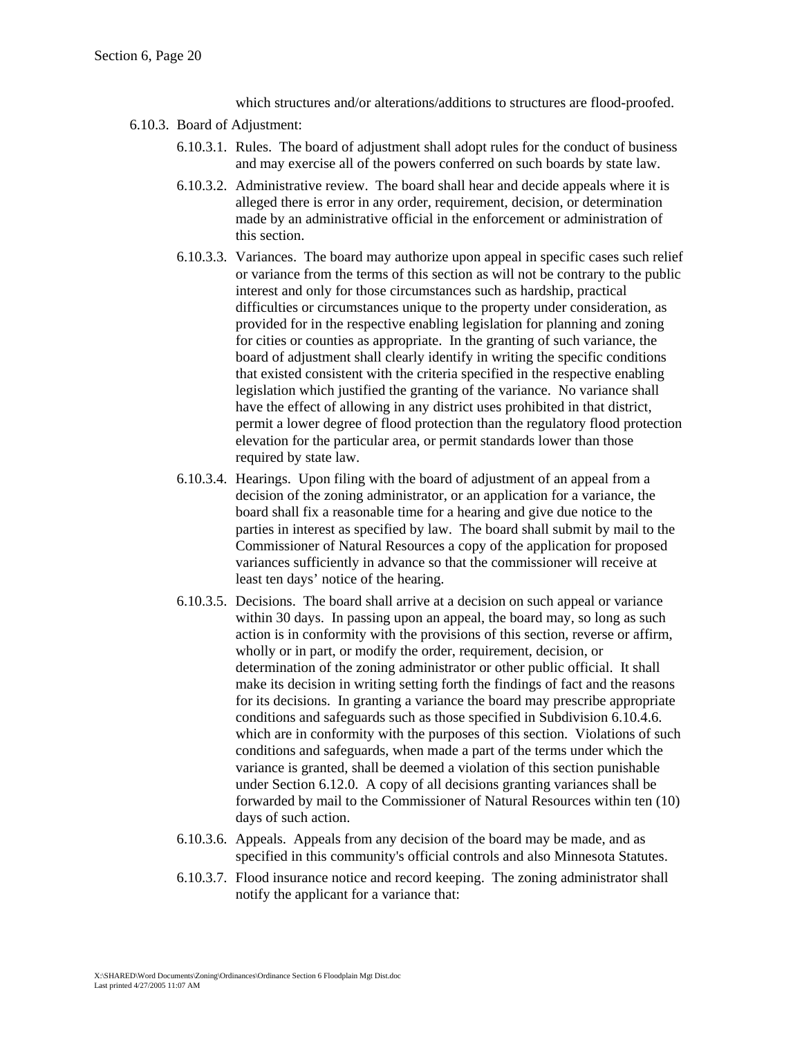which structures and/or alterations/additions to structures are flood-proofed.

6.10.3. Board of Adjustment:

6.10.3.1. Rules. The board of adjustment shall adopt rules for the conduct of business and may exercise all of the powers conferred on such boards by state law.

6.10.3.2. Administrative review. The board shall hear and decide appeals where it is alleged there is error in any order, requirement, decision, or determination made by an administrative official in the enforcement or administration of this section.

6.10.3.3. Variances. The board may authorize upon appeal in specific cases such relief or variance from the terms of this section as will not be contrary to the public interest and only for those circumstances such as hardship, practical difficulties or circumstances unique to the property under consideration, as provided for in the respective enabling legislation for planning and zoning for cities or counties as appropriate. In the granting of such variance, the board of adjustment shall clearly identify in writing the specific conditions that existed consistent with the criteria specified in the respective enabling legislation which justified the granting of the variance. No variance shall have the effect of allowing in any district uses prohibited in that district, permit a lower degree of flood protection than the regulatory flood protection elevation for the particular area, or permit standards lower than those required by state law.

6.10.3.4. Hearings. Upon filing with the board of adjustment of an appeal from a decision of the zoning administrator, or an application for a variance, the board shall fix a reasonable time for a hearing and give due notice to the parties in interest as specified by law. The board shall submit by mail to the Commissioner of Natural Resources a copy of the application for proposed variances sufficiently in advance so that the commissioner will receive at least ten days' notice of the hearing.

6.10.3.5. Decisions. The board shall arrive at a decision on such appeal or variance within 30 days. In passing upon an appeal, the board may, so long as such action is in conformity with the provisions of this section, reverse or affirm, wholly or in part, or modify the order, requirement, decision, or determination of the zoning administrator or other public official. It shall make its decision in writing setting forth the findings of fact and the reasons for its decisions. In granting a variance the board may prescribe appropriate conditions and safeguards such as those specified in Subdivision 6.10.4.6. which are in conformity with the purposes of this section. Violations of such conditions and safeguards, when made a part of the terms under which the variance is granted, shall be deemed a violation of this section punishable under Section 6.12.0. A copy of all decisions granting variances shall be forwarded by mail to the Commissioner of Natural Resources within ten (10) days of such action.

6.10.3.6. Appeals. Appeals from any decision of the board may be made, and as specified in this community's official controls and also Minnesota Statutes.

6.10.3.7. Flood insurance notice and record keeping. The zoning administrator shall notify the applicant for a variance that: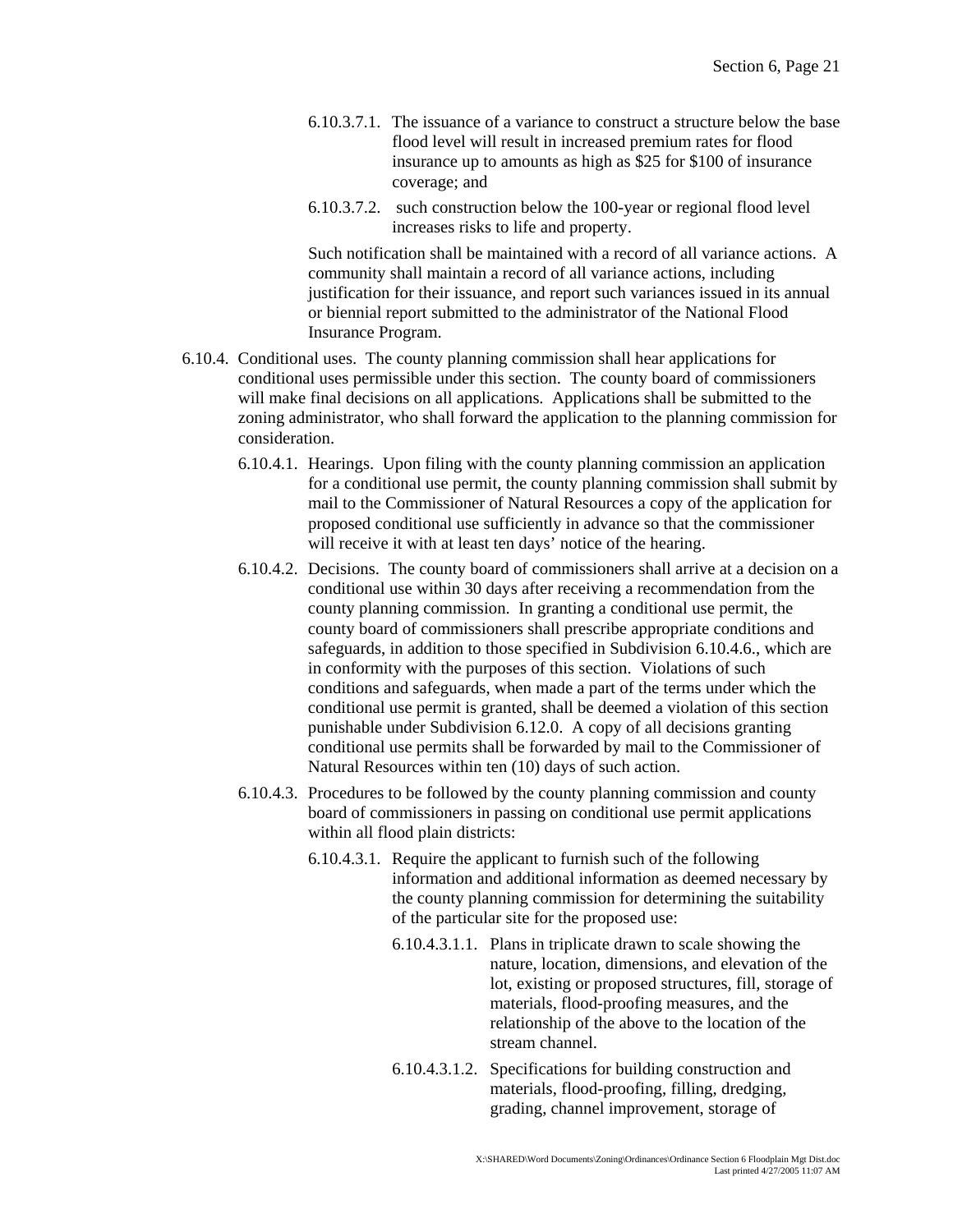6.10.3.7.1. The issuance of a variance to construct a structure below the base flood level will result in increased premium rates for flood insurance up to amounts as high as $25 for $100 of insurance coverage; and

6.10.3.7.2. such construction below the 100-year or regional flood level increases risks to life and property.

Such notification shall be maintained with a record of all variance actions. A community shall maintain a record of all variance actions, including justification for their issuance, and report such variances issued in its annual or biennial report submitted to the administrator of the National Flood Insurance Program.

6.10.4. Conditional uses. The county planning commission shall hear applications for conditional uses permissible under this section. The county board of commissioners will make final decisions on all applications. Applications shall be submitted to the zoning administrator, who shall forward the application to the planning commission for consideration.

6.10.4.1. Hearings. Upon filing with the county planning commission an application for a conditional use permit, the county planning commission shall submit by mail to the Commissioner of Natural Resources a copy of the application for proposed conditional use sufficiently in advance so that the commissioner will receive it with at least ten days' notice of the hearing.

6.10.4.2. Decisions. The county board of commissioners shall arrive at a decision on a conditional use within 30 days after receiving a recommendation from the county planning commission. In granting a conditional use permit, the county board of commissioners shall prescribe appropriate conditions and safeguards, in addition to those specified in Subdivision 6.10.4.6., which are in conformity with the purposes of this section. Violations of such conditions and safeguards, when made a part of the terms under which the conditional use permit is granted, shall be deemed a violation of this section punishable under Subdivision 6.12.0. A copy of all decisions granting conditional use permits shall be forwarded by mail to the Commissioner of Natural Resources within ten (10) days of such action.

6.10.4.3. Procedures to be followed by the county planning commission and county board of commissioners in passing on conditional use permit applications within all flood plain districts:

6.10.4.3.1. Require the applicant to furnish such of the following information and additional information as deemed necessary by the county planning commission for determining the suitability of the particular site for the proposed use:

6.10.4.3.1.1. Plans in triplicate drawn to scale showing the nature, location, dimensions, and elevation of the lot, existing or proposed structures, fill, storage of materials, flood-proofing measures, and the relationship of the above to the location of the stream channel.

6.10.4.3.1.2. Specifications for building construction and materials, flood-proofing, filling, dredging, grading, channel improvement, storage of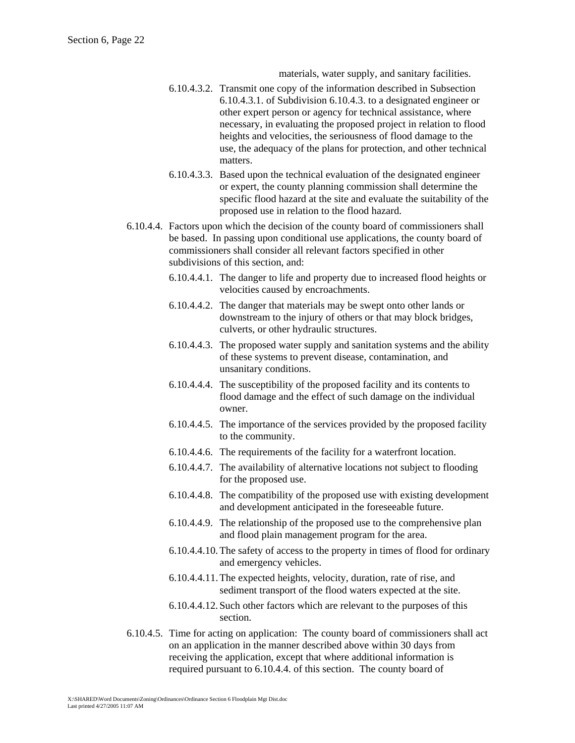materials, water supply, and sanitary facilities.

6.10.4.3.2. Transmit one copy of the information described in Subsection 6.10.4.3.1. of Subdivision 6.10.4.3. to a designated engineer or other expert person or agency for technical assistance, where necessary, in evaluating the proposed project in relation to flood heights and velocities, the seriousness of flood damage to the use, the adequacy of the plans for protection, and other technical matters.

6.10.4.3.3. Based upon the technical evaluation of the designated engineer or expert, the county planning commission shall determine the specific flood hazard at the site and evaluate the suitability of the proposed use in relation to the flood hazard.

6.10.4.4. Factors upon which the decision of the county board of commissioners shall be based. In passing upon conditional use applications, the county board of commissioners shall consider all relevant factors specified in other subdivisions of this section, and:

6.10.4.4.1. The danger to life and property due to increased flood heights or velocities caused by encroachments.

6.10.4.4.2. The danger that materials may be swept onto other lands or downstream to the injury of others or that may block bridges, culverts, or other hydraulic structures.

6.10.4.4.3. The proposed water supply and sanitation systems and the ability of these systems to prevent disease, contamination, and unsanitary conditions.

6.10.4.4.4. The susceptibility of the proposed facility and its contents to flood damage and the effect of such damage on the individual owner.

6.10.4.4.5. The importance of the services provided by the proposed facility to the community.

6.10.4.4.6. The requirements of the facility for a waterfront location.

6.10.4.4.7. The availability of alternative locations not subject to flooding for the proposed use.

6.10.4.4.8. The compatibility of the proposed use with existing development and development anticipated in the foreseeable future.

6.10.4.4.9. The relationship of the proposed use to the comprehensive plan and flood plain management program for the area.

6.10.4.4.10. The safety of access to the property in times of flood for ordinary and emergency vehicles.

6.10.4.4.11. The expected heights, velocity, duration, rate of rise, and sediment transport of the flood waters expected at the site.

6.10.4.4.12. Such other factors which are relevant to the purposes of this section.

6.10.4.5. Time for acting on application: The county board of commissioners shall act on an application in the manner described above within 30 days from receiving the application, except that where additional information is required pursuant to 6.10.4.4. of this section. The county board of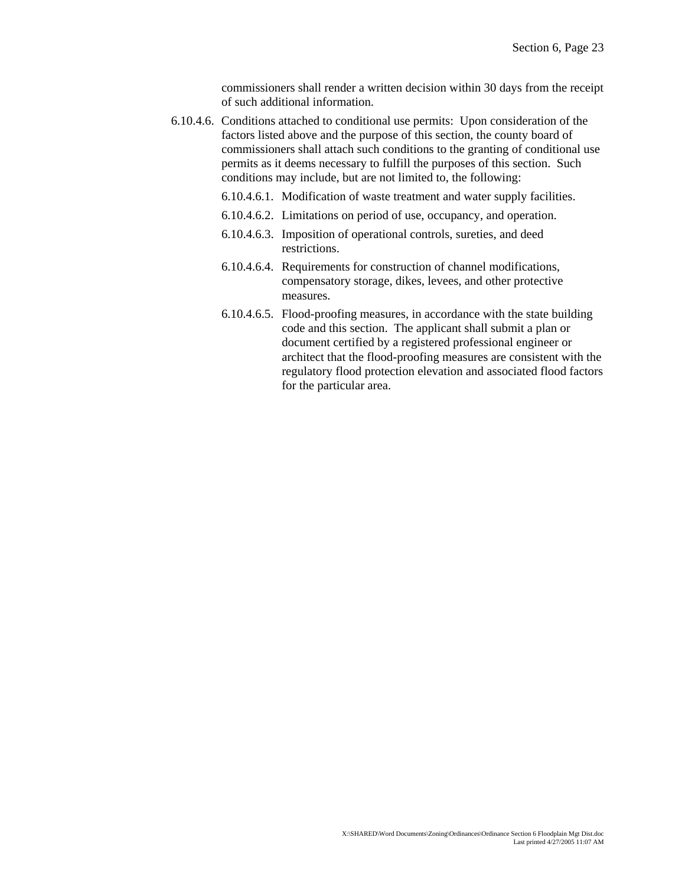commissioners shall render a written decision within 30 days from the receipt of such additional information.

6.10.4.6. Conditions attached to conditional use permits: Upon consideration of the factors listed above and the purpose of this section, the county board of commissioners shall attach such conditions to the granting of conditional use permits as it deems necessary to fulfill the purposes of this section. Such conditions may include, but are not limited to, the following:

- 6.10.4.6.1. Modification of waste treatment and water supply facilities.
- 6.10.4.6.2. Limitations on period of use, occupancy, and operation.
- 6.10.4.6.3. Imposition of operational controls, sureties, and deed restrictions.
- 6.10.4.6.4. Requirements for construction of channel modifications, compensatory storage, dikes, levees, and other protective measures.
- 6.10.4.6.5. Flood-proofing measures, in accordance with the state building code and this section. The applicant shall submit a plan or document certified by a registered professional engineer or architect that the flood-proofing measures are consistent with the regulatory flood protection elevation and associated flood factors for the particular area.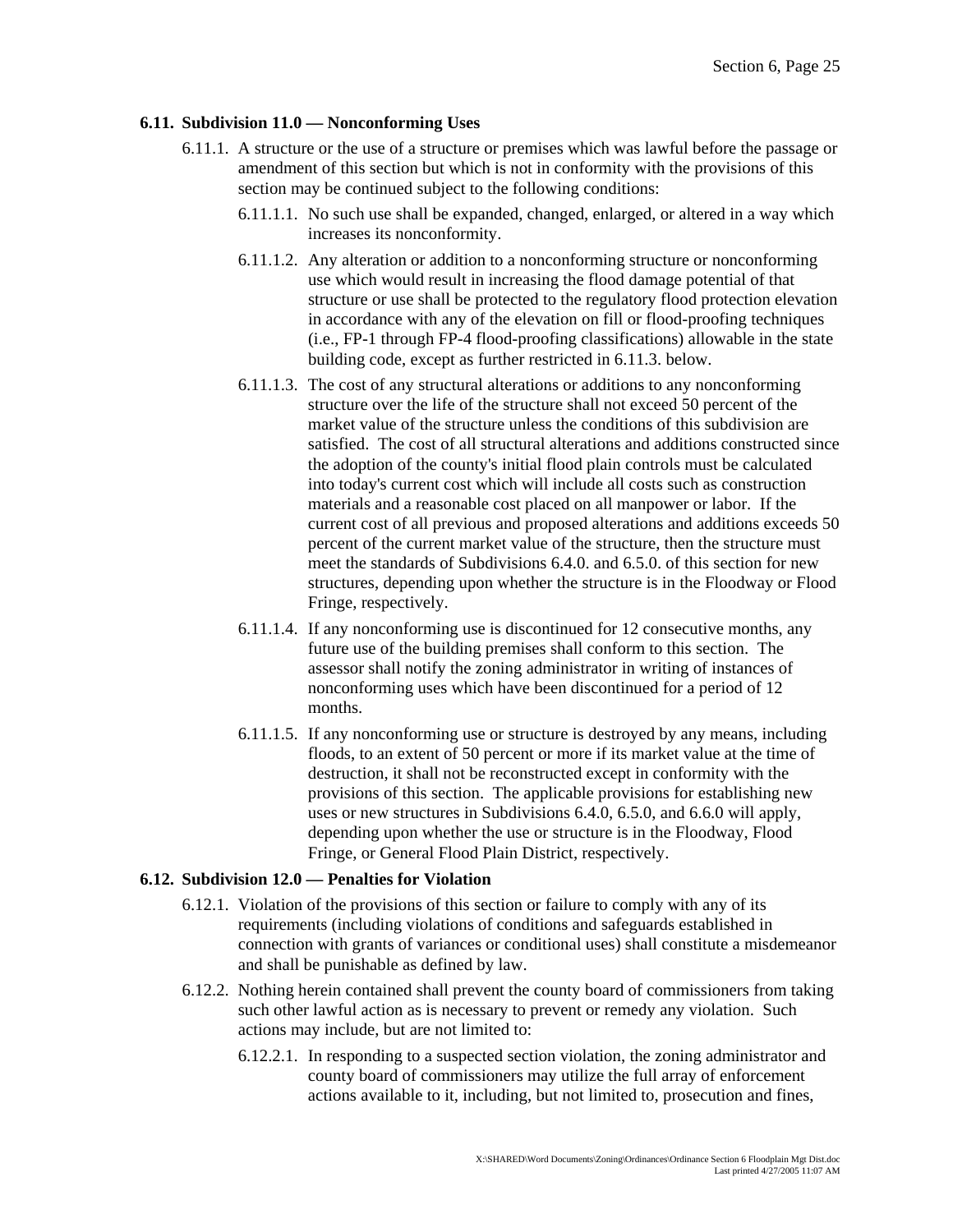### 6.11. Subdivision 11.0 — Nonconforming Uses

6.11.1. A structure or the use of a structure or premises which was lawful before the passage or amendment of this section but which is not in conformity with the provisions of this section may be continued subject to the following conditions:

6.11.1.1. No such use shall be expanded, changed, enlarged, or altered in a way which increases its nonconformity.

6.11.1.2. Any alteration or addition to a nonconforming structure or nonconforming use which would result in increasing the flood damage potential of that structure or use shall be protected to the regulatory flood protection elevation in accordance with any of the elevation on fill or flood-proofing techniques (i.e., FP-1 through FP-4 flood-proofing classifications) allowable in the state building code, except as further restricted in 6.11.3. below.

6.11.1.3. The cost of any structural alterations or additions to any nonconforming structure over the life of the structure shall not exceed 50 percent of the market value of the structure unless the conditions of this subdivision are satisfied. The cost of all structural alterations and additions constructed since the adoption of the county's initial flood plain controls must be calculated into today's current cost which will include all costs such as construction materials and a reasonable cost placed on all manpower or labor. If the current cost of all previous and proposed alterations and additions exceeds 50 percent of the current market value of the structure, then the structure must meet the standards of Subdivisions 6.4.0. and 6.5.0. of this section for new structures, depending upon whether the structure is in the Floodway or Flood Fringe, respectively.

6.11.1.4. If any nonconforming use is discontinued for 12 consecutive months, any future use of the building premises shall conform to this section. The assessor shall notify the zoning administrator in writing of instances of nonconforming uses which have been discontinued for a period of 12 months.

6.11.1.5. If any nonconforming use or structure is destroyed by any means, including floods, to an extent of 50 percent or more if its market value at the time of destruction, it shall not be reconstructed except in conformity with the provisions of this section. The applicable provisions for establishing new uses or new structures in Subdivisions 6.4.0, 6.5.0, and 6.6.0 will apply, depending upon whether the use or structure is in the Floodway, Flood Fringe, or General Flood Plain District, respectively.

### 6.12. Subdivision 12.0 — Penalties for Violation

6.12.1. Violation of the provisions of this section or failure to comply with any of its requirements (including violations of conditions and safeguards established in connection with grants of variances or conditional uses) shall constitute a misdemeanor and shall be punishable as defined by law.

6.12.2. Nothing herein contained shall prevent the county board of commissioners from taking such other lawful action as is necessary to prevent or remedy any violation. Such actions may include, but are not limited to:

6.12.2.1. In responding to a suspected section violation, the zoning administrator and county board of commissioners may utilize the full array of enforcement actions available to it, including, but not limited to, prosecution and fines,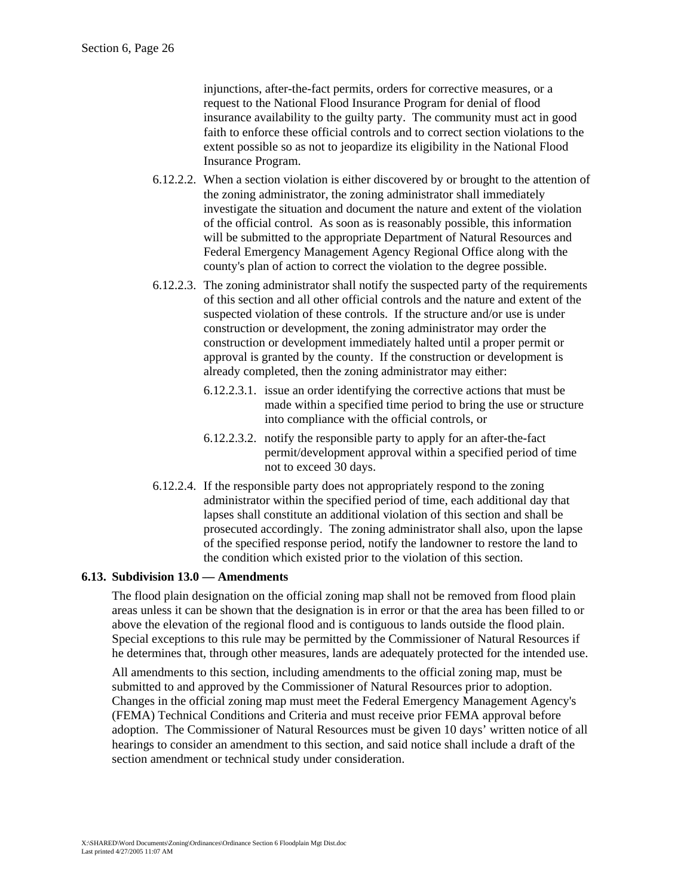injunctions, after-the-fact permits, orders for corrective measures, or a request to the National Flood Insurance Program for denial of flood insurance availability to the guilty party. The community must act in good faith to enforce these official controls and to correct section violations to the extent possible so as not to jeopardize its eligibility in the National Flood Insurance Program.

6.12.2.2. When a section violation is either discovered by or brought to the attention of the zoning administrator, the zoning administrator shall immediately investigate the situation and document the nature and extent of the violation of the official control. As soon as is reasonably possible, this information will be submitted to the appropriate Department of Natural Resources and Federal Emergency Management Agency Regional Office along with the county's plan of action to correct the violation to the degree possible.

6.12.2.3. The zoning administrator shall notify the suspected party of the requirements of this section and all other official controls and the nature and extent of the suspected violation of these controls. If the structure and/or use is under construction or development, the zoning administrator may order the construction or development immediately halted until a proper permit or approval is granted by the county. If the construction or development is already completed, then the zoning administrator may either:

6.12.2.3.1. issue an order identifying the corrective actions that must be made within a specified time period to bring the use or structure into compliance with the official controls, or

6.12.2.3.2. notify the responsible party to apply for an after-the-fact permit/development approval within a specified period of time not to exceed 30 days.

6.12.2.4. If the responsible party does not appropriately respond to the zoning administrator within the specified period of time, each additional day that lapses shall constitute an additional violation of this section and shall be prosecuted accordingly. The zoning administrator shall also, upon the lapse of the specified response period, notify the landowner to restore the land to the condition which existed prior to the violation of this section.

## 6.13. Subdivision 13.0 — Amendments

The flood plain designation on the official zoning map shall not be removed from flood plain areas unless it can be shown that the designation is in error or that the area has been filled to or above the elevation of the regional flood and is contiguous to lands outside the flood plain. Special exceptions to this rule may be permitted by the Commissioner of Natural Resources if he determines that, through other measures, lands are adequately protected for the intended use.

All amendments to this section, including amendments to the official zoning map, must be submitted to and approved by the Commissioner of Natural Resources prior to adoption. Changes in the official zoning map must meet the Federal Emergency Management Agency's (FEMA) Technical Conditions and Criteria and must receive prior FEMA approval before adoption. The Commissioner of Natural Resources must be given 10 days' written notice of all hearings to consider an amendment to this section, and said notice shall include a draft of the section amendment or technical study under consideration.